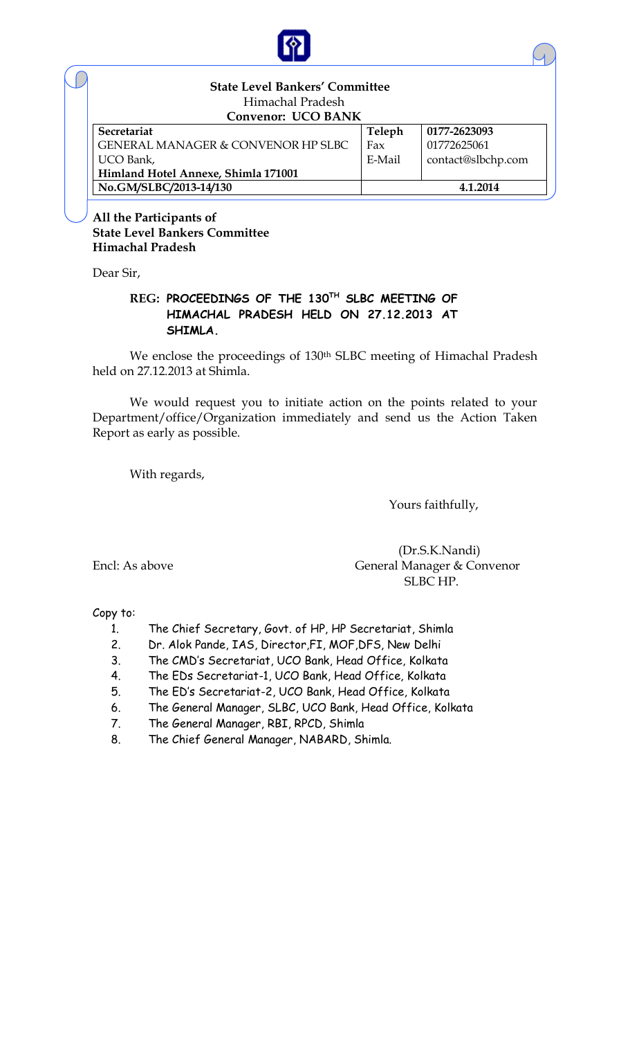**State Level Bankers' Committee**
Himachal Pradesh
**Convenor: UCO BANK**

| **Secretariat** | **Teleph** | **0177-2623093** |
|---|---|---|
| GENERAL MANAGER & CONVENOR HP SLBC | Fax | 01772625061 |
| UCO Bank, | E-Mail | contact@slbchp.com |
| **Himland Hotel Annexe, Shimla 171001** | | |
| **No.GM/SLBC/2013-14/130** | | **4.1.2014** |

**All the Participants of**
**State Level Bankers Committee**
**Himachal Pradesh**

Dear Sir,

**REG: PROCEEDINGS OF THE 130TH SLBC MEETING OF HIMACHAL PRADESH HELD ON 27.12.2013 AT SHIMLA.**

We enclose the proceedings of 130th SLBC meeting of Himachal Pradesh held on 27.12.2013 at Shimla.

We would request you to initiate action on the points related to your Department/office/Organization immediately and send us the Action Taken Report as early as possible.

With regards,

Yours faithfully,

(Dr.S.K.Nandi)
General Manager & Convenor
SLBC HP.

Encl: As above

Copy to:

1. The Chief Secretary, Govt. of HP, HP Secretariat, Shimla
2. Dr. Alok Pande, IAS, Director,FI, MOF,DFS, New Delhi
3. The CMD's Secretariat, UCO Bank, Head Office, Kolkata
4. The EDs Secretariat-1, UCO Bank, Head Office, Kolkata
5. The ED's Secretariat-2, UCO Bank, Head Office, Kolkata
6. The General Manager, SLBC, UCO Bank, Head Office, Kolkata
7. The General Manager, RBI, RPCD, Shimla
8. The Chief General Manager, NABARD, Shimla.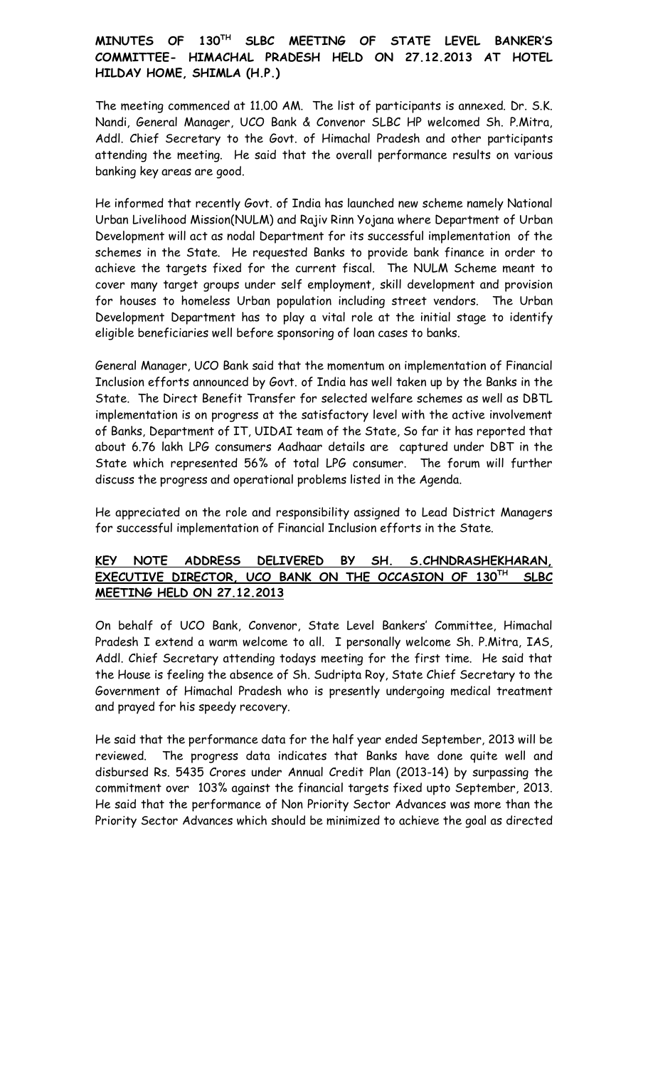**MINUTES OF 130TH SLBC MEETING OF STATE LEVEL BANKER'S COMMITTEE- HIMACHAL PRADESH HELD ON 27.12.2013 AT HOTEL HILDAY HOME, SHIMLA (H.P.)**

The meeting commenced at 11.00 AM. The list of participants is annexed. Dr. S.K. Nandi, General Manager, UCO Bank & Convenor SLBC HP welcomed Sh. P.Mitra, Addl. Chief Secretary to the Govt. of Himachal Pradesh and other participants attending the meeting. He said that the overall performance results on various banking key areas are good.

He informed that recently Govt. of India has launched new scheme namely National Urban Livelihood Mission(NULM) and Rajiv Rinn Yojana where Department of Urban Development will act as nodal Department for its successful implementation of the schemes in the State. He requested Banks to provide bank finance in order to achieve the targets fixed for the current fiscal. The NULM Scheme meant to cover many target groups under self employment, skill development and provision for houses to homeless Urban population including street vendors. The Urban Development Department has to play a vital role at the initial stage to identify eligible beneficiaries well before sponsoring of loan cases to banks.

General Manager, UCO Bank said that the momentum on implementation of Financial Inclusion efforts announced by Govt. of India has well taken up by the Banks in the State. The Direct Benefit Transfer for selected welfare schemes as well as DBTL implementation is on progress at the satisfactory level with the active involvement of Banks, Department of IT, UIDAI team of the State, So far it has reported that about 6.76 lakh LPG consumers Aadhaar details are captured under DBT in the State which represented 56% of total LPG consumer. The forum will further discuss the progress and operational problems listed in the Agenda.

He appreciated on the role and responsibility assigned to Lead District Managers for successful implementation of Financial Inclusion efforts in the State.

**KEY NOTE ADDRESS DELIVERED BY SH. S.CHNDRASHEKHARAN, EXECUTIVE DIRECTOR, UCO BANK ON THE OCCASION OF 130TH SLBC MEETING HELD ON 27.12.2013**

On behalf of UCO Bank, Convenor, State Level Bankers' Committee, Himachal Pradesh I extend a warm welcome to all. I personally welcome Sh. P.Mitra, IAS, Addl. Chief Secretary attending todays meeting for the first time. He said that the House is feeling the absence of Sh. Sudripta Roy, State Chief Secretary to the Government of Himachal Pradesh who is presently undergoing medical treatment and prayed for his speedy recovery.

He said that the performance data for the half year ended September, 2013 will be reviewed. The progress data indicates that Banks have done quite well and disbursed Rs. 5435 Crores under Annual Credit Plan (2013-14) by surpassing the commitment over 103% against the financial targets fixed upto September, 2013. He said that the performance of Non Priority Sector Advances was more than the Priority Sector Advances which should be minimized to achieve the goal as directed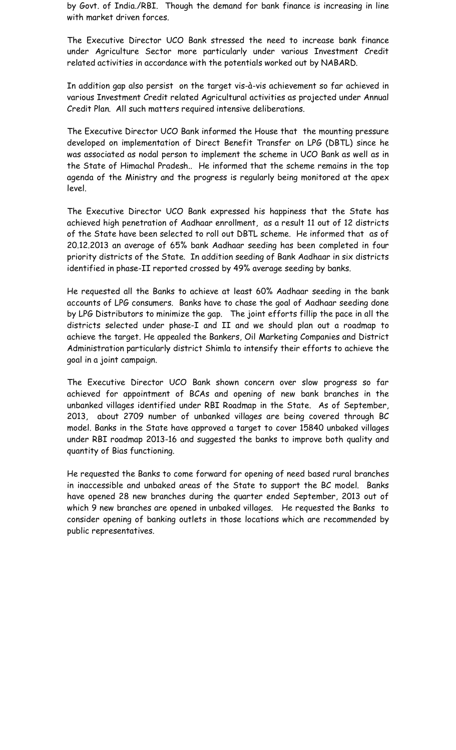by Govt. of India./RBI. Though the demand for bank finance is increasing in line with market driven forces.

The Executive Director UCO Bank stressed the need to increase bank finance under Agriculture Sector more particularly under various Investment Credit related activities in accordance with the potentials worked out by NABARD.

In addition gap also persist on the target vis-à-vis achievement so far achieved in various Investment Credit related Agricultural activities as projected under Annual Credit Plan. All such matters required intensive deliberations.

The Executive Director UCO Bank informed the House that the mounting pressure developed on implementation of Direct Benefit Transfer on LPG (DBTL) since he was associated as nodal person to implement the scheme in UCO Bank as well as in the State of Himachal Pradesh.. He informed that the scheme remains in the top agenda of the Ministry and the progress is regularly being monitored at the apex level.

The Executive Director UCO Bank expressed his happiness that the State has achieved high penetration of Aadhaar enrollment, as a result 11 out of 12 districts of the State have been selected to roll out DBTL scheme. He informed that as of 20.12.2013 an average of 65% bank Aadhaar seeding has been completed in four priority districts of the State. In addition seeding of Bank Aadhaar in six districts identified in phase-II reported crossed by 49% average seeding by banks.

He requested all the Banks to achieve at least 60% Aadhaar seeding in the bank accounts of LPG consumers. Banks have to chase the goal of Aadhaar seeding done by LPG Distributors to minimize the gap. The joint efforts fillip the pace in all the districts selected under phase-I and II and we should plan out a roadmap to achieve the target. He appealed the Bankers, Oil Marketing Companies and District Administration particularly district Shimla to intensify their efforts to achieve the goal in a joint campaign.

The Executive Director UCO Bank shown concern over slow progress so far achieved for appointment of BCAs and opening of new bank branches in the unbanked villages identified under RBI Roadmap in the State. As of September, 2013, about 2709 number of unbanked villages are being covered through BC model. Banks in the State have approved a target to cover 15840 unbaked villages under RBI roadmap 2013-16 and suggested the banks to improve both quality and quantity of Bias functioning.

He requested the Banks to come forward for opening of need based rural branches in inaccessible and unbaked areas of the State to support the BC model. Banks have opened 28 new branches during the quarter ended September, 2013 out of which 9 new branches are opened in unbaked villages. He requested the Banks to consider opening of banking outlets in those locations which are recommended by public representatives.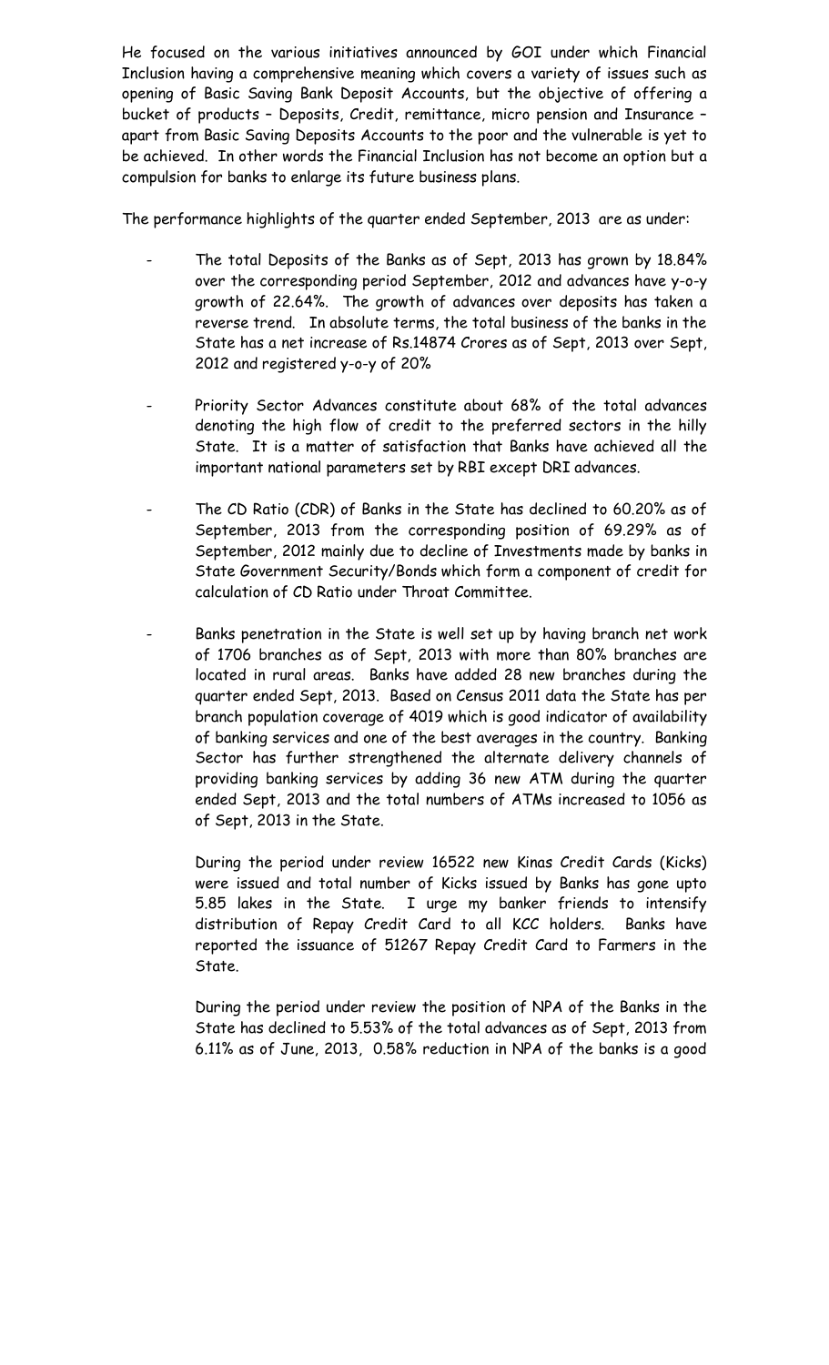He focused on the various initiatives announced by GOI under which Financial Inclusion having a comprehensive meaning which covers a variety of issues such as opening of Basic Saving Bank Deposit Accounts, but the objective of offering a bucket of products – Deposits, Credit, remittance, micro pension and Insurance – apart from Basic Saving Deposits Accounts to the poor and the vulnerable is yet to be achieved. In other words the Financial Inclusion has not become an option but a compulsion for banks to enlarge its future business plans.

The performance highlights of the quarter ended September, 2013 are as under:

- The total Deposits of the Banks as of Sept, 2013 has grown by 18.84% over the corresponding period September, 2012 and advances have y-o-y growth of 22.64%. The growth of advances over deposits has taken a reverse trend. In absolute terms, the total business of the banks in the State has a net increase of Rs.14874 Crores as of Sept, 2013 over Sept, 2012 and registered y-o-y of 20%

- Priority Sector Advances constitute about 68% of the total advances denoting the high flow of credit to the preferred sectors in the hilly State. It is a matter of satisfaction that Banks have achieved all the important national parameters set by RBI except DRI advances.

- The CD Ratio (CDR) of Banks in the State has declined to 60.20% as of September, 2013 from the corresponding position of 69.29% as of September, 2012 mainly due to decline of Investments made by banks in State Government Security/Bonds which form a component of credit for calculation of CD Ratio under Throat Committee.

- Banks penetration in the State is well set up by having branch net work of 1706 branches as of Sept, 2013 with more than 80% branches are located in rural areas. Banks have added 28 new branches during the quarter ended Sept, 2013. Based on Census 2011 data the State has per branch population coverage of 4019 which is good indicator of availability of banking services and one of the best averages in the country. Banking Sector has further strengthened the alternate delivery channels of providing banking services by adding 36 new ATM during the quarter ended Sept, 2013 and the total numbers of ATMs increased to 1056 as of Sept, 2013 in the State.

  During the period under review 16522 new Kinas Credit Cards (Kicks) were issued and total number of Kicks issued by Banks has gone upto 5.85 lakes in the State. I urge my banker friends to intensify distribution of Repay Credit Card to all KCC holders. Banks have reported the issuance of 51267 Repay Credit Card to Farmers in the State.

  During the period under review the position of NPA of the Banks in the State has declined to 5.53% of the total advances as of Sept, 2013 from 6.11% as of June, 2013, 0.58% reduction in NPA of the banks is a good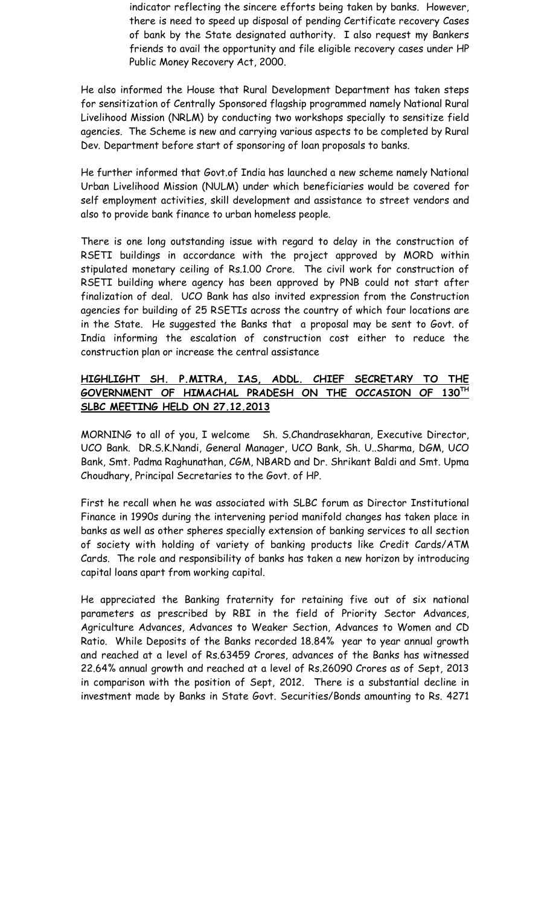indicator reflecting the sincere efforts being taken by banks. However, there is need to speed up disposal of pending Certificate recovery Cases of bank by the State designated authority. I also request my Bankers friends to avail the opportunity and file eligible recovery cases under HP Public Money Recovery Act, 2000.

He also informed the House that Rural Development Department has taken steps for sensitization of Centrally Sponsored flagship programmed namely National Rural Livelihood Mission (NRLM) by conducting two workshops specially to sensitize field agencies. The Scheme is new and carrying various aspects to be completed by Rural Dev. Department before start of sponsoring of loan proposals to banks.

He further informed that Govt.of India has launched a new scheme namely National Urban Livelihood Mission (NULM) under which beneficiaries would be covered for self employment activities, skill development and assistance to street vendors and also to provide bank finance to urban homeless people.

There is one long outstanding issue with regard to delay in the construction of RSETI buildings in accordance with the project approved by MORD within stipulated monetary ceiling of Rs.1.00 Crore. The civil work for construction of RSETI building where agency has been approved by PNB could not start after finalization of deal. UCO Bank has also invited expression from the Construction agencies for building of 25 RSETIs across the country of which four locations are in the State. He suggested the Banks that a proposal may be sent to Govt. of India informing the escalation of construction cost either to reduce the construction plan or increase the central assistance

## HIGHLIGHT SH. P.MITRA, IAS, ADDL. CHIEF SECRETARY TO THE GOVERNMENT OF HIMACHAL PRADESH ON THE OCCASION OF 130TH SLBC MEETING HELD ON 27.12.2013

MORNING to all of you, I welcome Sh. S.Chandrasekharan, Executive Director, UCO Bank. DR.S.K.Nandi, General Manager, UCO Bank, Sh. U..Sharma, DGM, UCO Bank, Smt. Padma Raghunathan, CGM, NBARD and Dr. Shrikant Baldi and Smt. Upma Choudhary, Principal Secretaries to the Govt. of HP.

First he recall when he was associated with SLBC forum as Director Institutional Finance in 1990s during the intervening period manifold changes has taken place in banks as well as other spheres specially extension of banking services to all section of society with holding of variety of banking products like Credit Cards/ATM Cards. The role and responsibility of banks has taken a new horizon by introducing capital loans apart from working capital.

He appreciated the Banking fraternity for retaining five out of six national parameters as prescribed by RBI in the field of Priority Sector Advances, Agriculture Advances, Advances to Weaker Section, Advances to Women and CD Ratio. While Deposits of the Banks recorded 18.84% year to year annual growth and reached at a level of Rs.63459 Crores, advances of the Banks has witnessed 22.64% annual growth and reached at a level of Rs.26090 Crores as of Sept, 2013 in comparison with the position of Sept, 2012. There is a substantial decline in investment made by Banks in State Govt. Securities/Bonds amounting to Rs. 4271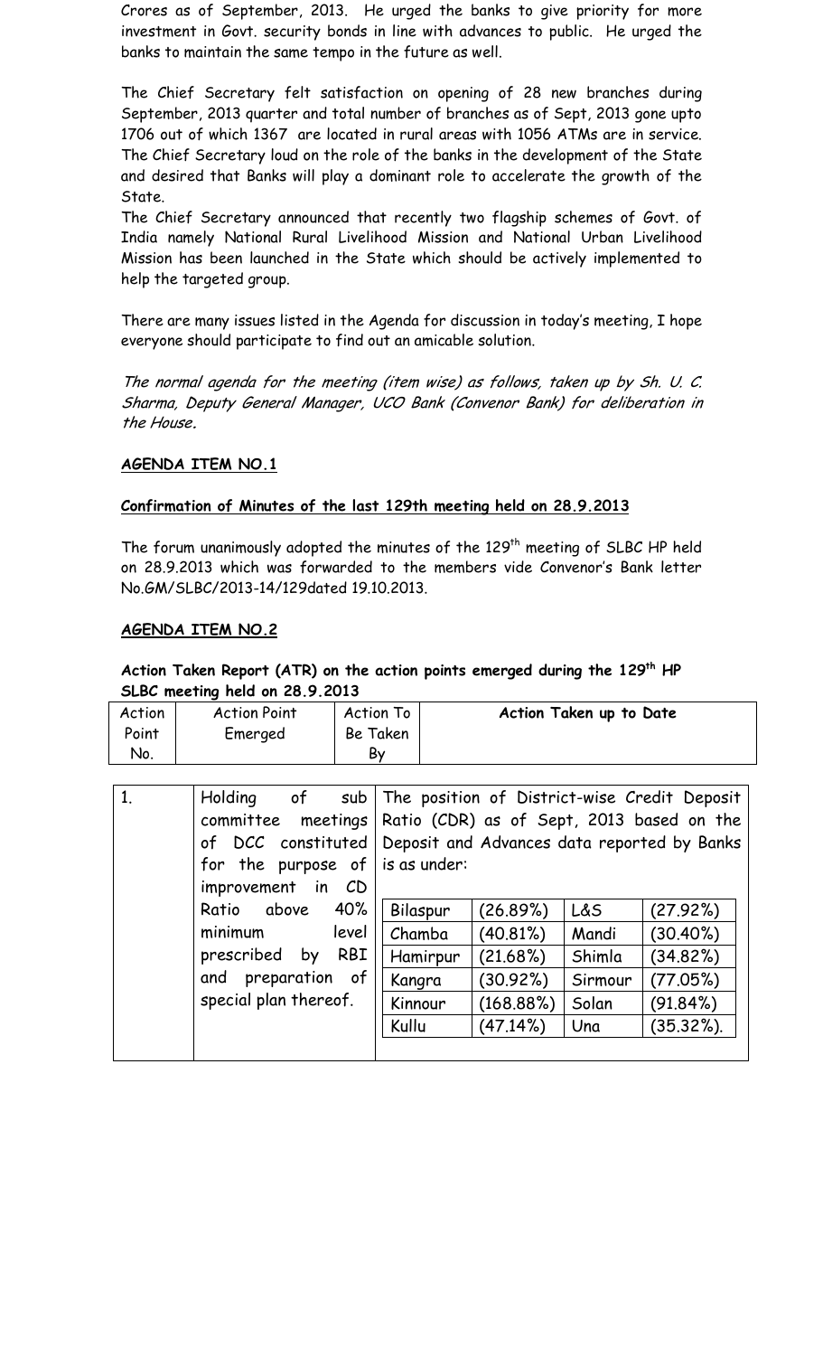Crores as of September, 2013. He urged the banks to give priority for more investment in Govt. security bonds in line with advances to public. He urged the banks to maintain the same tempo in the future as well.

The Chief Secretary felt satisfaction on opening of 28 new branches during September, 2013 quarter and total number of branches as of Sept, 2013 gone upto 1706 out of which 1367 are located in rural areas with 1056 ATMs are in service. The Chief Secretary loud on the role of the banks in the development of the State and desired that Banks will play a dominant role to accelerate the growth of the State.

The Chief Secretary announced that recently two flagship schemes of Govt. of India namely National Rural Livelihood Mission and National Urban Livelihood Mission has been launched in the State which should be actively implemented to help the targeted group.

There are many issues listed in the Agenda for discussion in today's meeting, I hope everyone should participate to find out an amicable solution.

*The normal agenda for the meeting (item wise) as follows, taken up by Sh. U. C. Sharma, Deputy General Manager, UCO Bank (Convenor Bank) for deliberation in the House.*

## AGENDA ITEM NO.1

### Confirmation of Minutes of the last 129th meeting held on 28.9.2013

The forum unanimously adopted the minutes of the 129[th] meeting of SLBC HP held on 28.9.2013 which was forwarded to the members vide Convenor's Bank letter No.GM/SLBC/2013-14/129dated 19.10.2013.

## AGENDA ITEM NO.2

### Action Taken Report (ATR) on the action points emerged during the 129[th] HP SLBC meeting held on 28.9.2013

| Action Point No. | Action Point Emerged | Action To Be Taken By | Action Taken up to Date |
|---|---|---|---|
| 1. | Holding of sub committee meetings of DCC constituted for the purpose of improvement in CD Ratio above 40% minimum level prescribed by RBI and preparation of special plan thereof. | | The position of District-wise Credit Deposit Ratio (CDR) as of Sept, 2013 based on the Deposit and Advances data reported by Banks is as under:<br><br>Bilaspur (26.89%) — L&S (27.92%)<br>Chamba (40.81%) — Mandi (30.40%)<br>Hamirpur (21.68%) — Shimla (34.82%)<br>Kangra (30.92%) — Sirmour (77.05%)<br>Kinnour (168.88%) — Solan (91.84%)<br>Kullu (47.14%) — Una (35.32%). |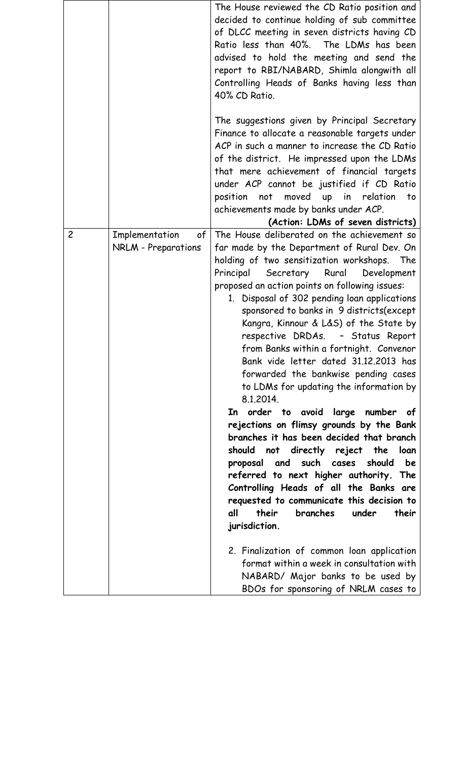| | | |
|---|---|---|
| | | The House reviewed the CD Ratio position and decided to continue holding of sub committee of DLCC meeting in seven districts having CD Ratio less than 40%. The LDMs has been advised to hold the meeting and send the report to RBI/NABARD, Shimla alongwith all Controlling Heads of Banks having less than 40% CD Ratio.<br><br>The suggestions given by Principal Secretary Finance to allocate a reasonable targets under ACP in such a manner to increase the CD Ratio of the district. He impressed upon the LDMs that mere achievement of financial targets under ACP cannot be justified if CD Ratio position not moved up in relation to achievements made by banks under ACP.<br>**(Action: LDMs of seven districts)** |
| 2 | Implementation of NRLM - Preparations | The House deliberated on the achievement so far made by the Department of Rural Dev. On holding of two sensitization workshops. The Principal Secretary Rural Development proposed an action points on following issues:<br>1. Disposal of 302 pending loan applications sponsored to banks in 9 districts(except Kangra, Kinnour & L&S) of the State by respective DRDAs. – Status Report from Banks within a fortnight. Convenor Bank vide letter dated 31.12.2013 has forwarded the bankwise pending cases to LDMs for updating the information by 8.1.2014.<br>**In order to avoid large number of rejections on flimsy grounds by the Bank branches it has been decided that branch should not directly reject the loan proposal and such cases should be referred to next higher authority. The Controlling Heads of all the Banks are requested to communicate this decision to all their branches under their jurisdiction.**<br><br>2. Finalization of common loan application format within a week in consultation with NABARD/ Major banks to be used by BDOs for sponsoring of NRLM cases to |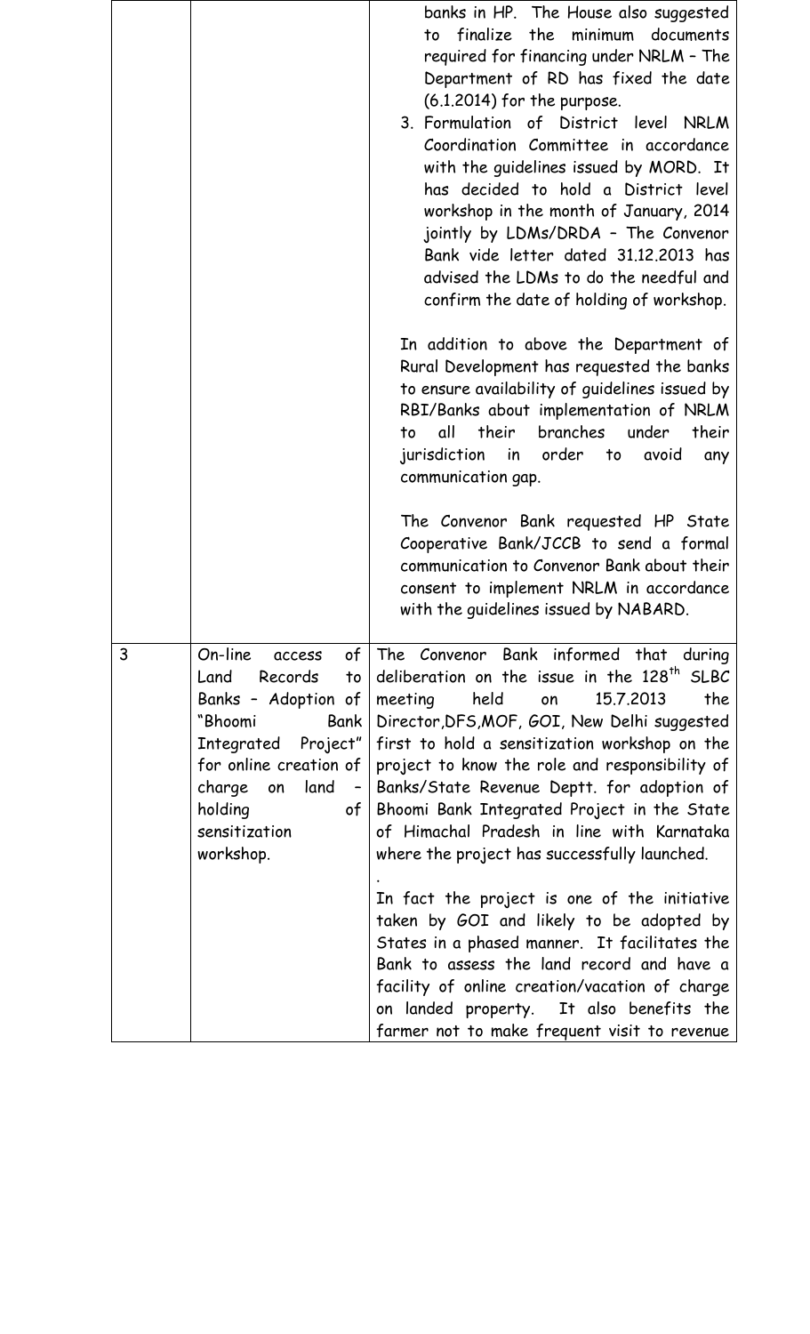| | | |
|---|---|---|
| | | banks in HP. The House also suggested to finalize the minimum documents required for financing under NRLM – The Department of RD has fixed the date (6.1.2014) for the purpose.<br>3. Formulation of District level NRLM Coordination Committee in accordance with the guidelines issued by MORD. It has decided to hold a District level workshop in the month of January, 2014 jointly by LDMs/DRDA – The Convenor Bank vide letter dated 31.12.2013 has advised the LDMs to do the needful and confirm the date of holding of workshop.<br><br>In addition to above the Department of Rural Development has requested the banks to ensure availability of guidelines issued by RBI/Banks about implementation of NRLM to all their branches under their jurisdiction in order to avoid any communication gap.<br><br>The Convenor Bank requested HP State Cooperative Bank/JCCB to send a formal communication to Convenor Bank about their consent to implement NRLM in accordance with the guidelines issued by NABARD. |
| 3 | On-line access of Land Records to Banks – Adoption of "Bhoomi Bank Integrated Project" for online creation of charge on land – holding of sensitization workshop. | The Convenor Bank informed that during deliberation on the issue in the 128th SLBC meeting held on 15.7.2013 the Director,DFS,MOF, GOI, New Delhi suggested first to hold a sensitization workshop on the project to know the role and responsibility of Banks/State Revenue Deptt. for adoption of Bhoomi Bank Integrated Project in the State of Himachal Pradesh in line with Karnataka where the project has successfully launched.<br>.<br>In fact the project is one of the initiative taken by GOI and likely to be adopted by States in a phased manner. It facilitates the Bank to assess the land record and have a facility of online creation/vacation of charge on landed property. It also benefits the farmer not to make frequent visit to revenue |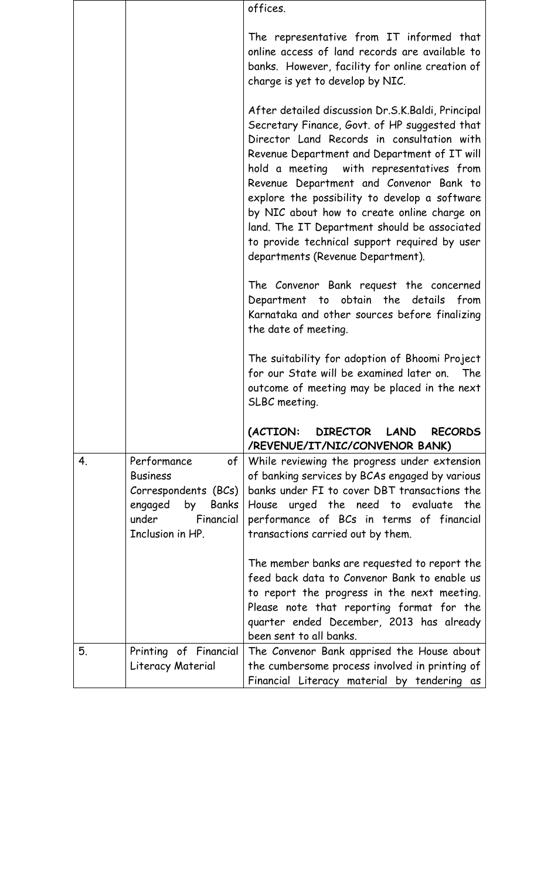| | | |
|---|---|---|
| | | offices.<br><br>The representative from IT informed that online access of land records are available to banks. However, facility for online creation of charge is yet to develop by NIC.<br><br>After detailed discussion Dr.S.K.Baldi, Principal Secretary Finance, Govt. of HP suggested that Director Land Records in consultation with Revenue Department and Department of IT will hold a meeting with representatives from Revenue Department and Convenor Bank to explore the possibility to develop a software by NIC about how to create online charge on land. The IT Department should be associated to provide technical support required by user departments (Revenue Department).<br><br>The Convenor Bank request the concerned Department to obtain the details from Karnataka and other sources before finalizing the date of meeting.<br><br>The suitability for adoption of Bhoomi Project for our State will be examined later on. The outcome of meeting may be placed in the next SLBC meeting.<br><br>**(ACTION: DIRECTOR LAND RECORDS /REVENUE/IT/NIC/CONVENOR BANK)** |
| 4. | Performance of Business Correspondents (BCs) engaged by Banks under Financial Inclusion in HP. | While reviewing the progress under extension of banking services by BCAs engaged by various banks under FI to cover DBT transactions the House urged the need to evaluate the performance of BCs in terms of financial transactions carried out by them.<br><br>The member banks are requested to report the feed back data to Convenor Bank to enable us to report the progress in the next meeting. Please note that reporting format for the quarter ended December, 2013 has already been sent to all banks. |
| 5. | Printing of Financial Literacy Material | The Convenor Bank apprised the House about the cumbersome process involved in printing of Financial Literacy material by tendering as |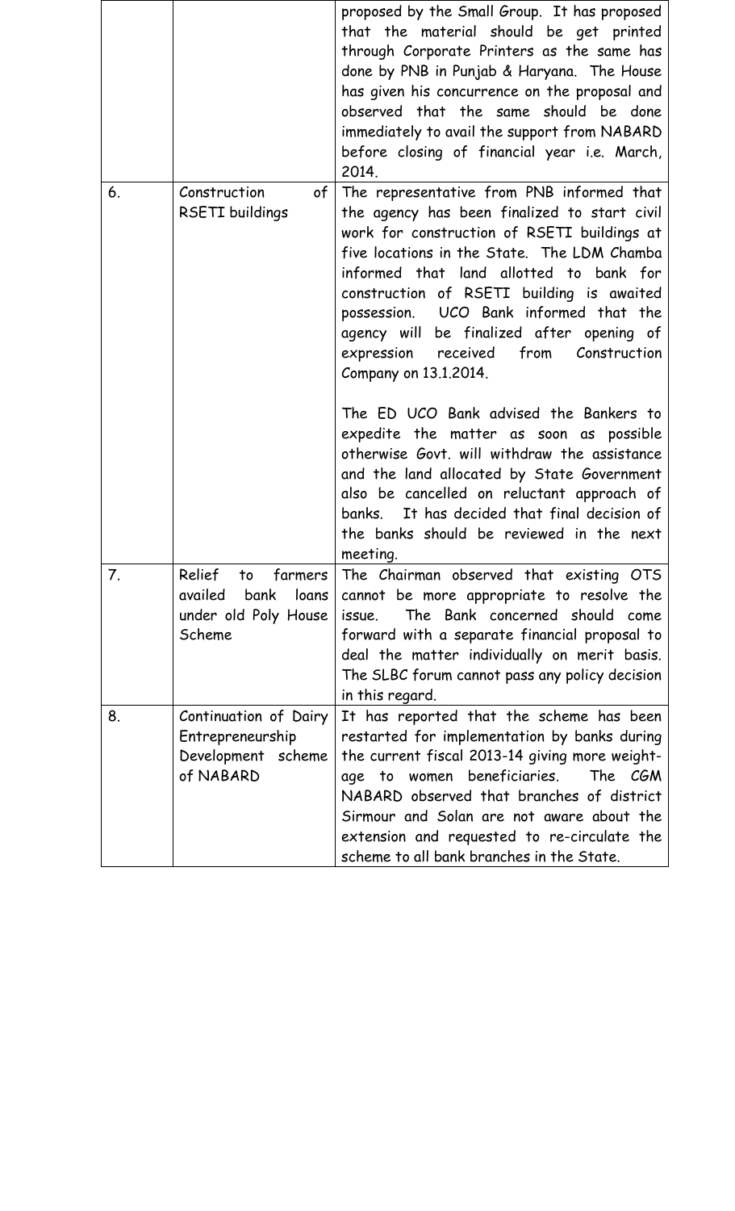| | | |
|---|---|---|
| | | proposed by the Small Group. It has proposed that the material should be get printed through Corporate Printers as the same has done by PNB in Punjab & Haryana. The House has given his concurrence on the proposal and observed that the same should be done immediately to avail the support from NABARD before closing of financial year i.e. March, 2014. |
| 6. | Construction of RSETI buildings | The representative from PNB informed that the agency has been finalized to start civil work for construction of RSETI buildings at five locations in the State. The LDM Chamba informed that land allotted to bank for construction of RSETI building is awaited possession. UCO Bank informed that the agency will be finalized after opening of expression received from Construction Company on 13.1.2014.<br><br>The ED UCO Bank advised the Bankers to expedite the matter as soon as possible otherwise Govt. will withdraw the assistance and the land allocated by State Government also be cancelled on reluctant approach of banks. It has decided that final decision of the banks should be reviewed in the next meeting. |
| 7. | Relief to farmers availed bank loans under old Poly House Scheme | The Chairman observed that existing OTS cannot be more appropriate to resolve the issue. The Bank concerned should come forward with a separate financial proposal to deal the matter individually on merit basis. The SLBC forum cannot pass any policy decision in this regard. |
| 8. | Continuation of Dairy Entrepreneurship Development scheme of NABARD | It has reported that the scheme has been restarted for implementation by banks during the current fiscal 2013-14 giving more weight-age to women beneficiaries. The CGM NABARD observed that branches of district Sirmour and Solan are not aware about the extension and requested to re-circulate the scheme to all bank branches in the State. |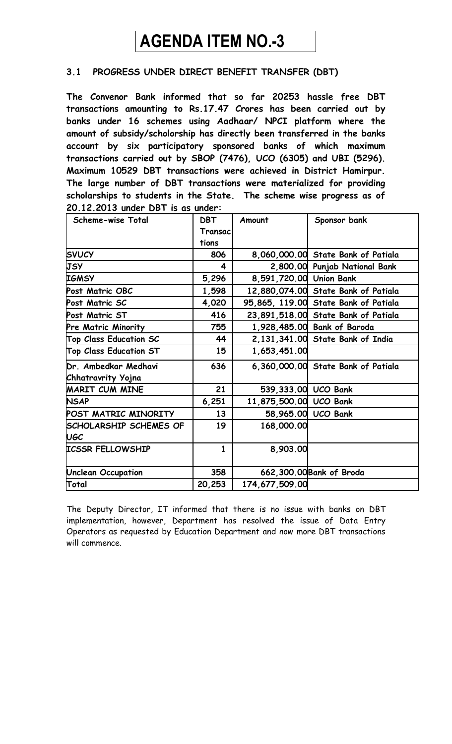# AGENDA ITEM NO.-3

### 3.1 PROGRESS UNDER DIRECT BENEFIT TRANSFER (DBT)

**The Convenor Bank informed that so far 20253 hassle free DBT transactions amounting to Rs.17.47 Crores has been carried out by banks under 16 schemes using Aadhaar/ NPCI platform where the amount of subsidy/scholorship has directly been transferred in the banks account by six participatory sponsored banks of which maximum transactions carried out by SBOP (7476), UCO (6305) and UBI (5296). Maximum 10529 DBT transactions were achieved in District Hamirpur. The large number of DBT transactions were materialized for providing scholarships to students in the State. The scheme wise progress as of 20.12.2013 under DBT is as under:**

| Scheme-wise Total | DBT Transactions | Amount | Sponsor bank |
|---|---|---|---|
| SVUCY | 806 | 8,060,000.00 | State Bank of Patiala |
| JSY | 4 | 2,800.00 | Punjab National Bank |
| IGMSY | 5,296 | 8,591,720.00 | Union Bank |
| Post Matric OBC | 1,598 | 12,880,074.00 | State Bank of Patiala |
| Post Matric SC | 4,020 | 95,865, 119.00 | State Bank of Patiala |
| Post Matric ST | 416 | 23,891,518.00 | State Bank of Patiala |
| Pre Matric Minority | 755 | 1,928,485.00 | Bank of Baroda |
| Top Class Education SC | 44 | 2,131,341.00 | State Bank of India |
| Top Class Education ST | 15 | 1,653,451.00 | |
| Dr. Ambedkar Medhavi Chhatravrity Yojna | 636 | 6,360,000.00 | State Bank of Patiala |
| MARIT CUM MINE | 21 | 539,333.00 | UCO Bank |
| NSAP | 6,251 | 11,875,500.00 | UCO Bank |
| POST MATRIC MINORITY | 13 | 58,965.00 | UCO Bank |
| SCHOLARSHIP SCHEMES OF UGC | 19 | 168,000.00 | |
| ICSSR FELLOWSHIP | 1 | 8,903.00 | |
| Unclean Occupation | 358 | 662,300.00 | Bank of Broda |
| Total | 20,253 | 174,677,509.00 | |

The Deputy Director, IT informed that there is no issue with banks on DBT implementation, however, Department has resolved the issue of Data Entry Operators as requested by Education Department and now more DBT transactions will commence.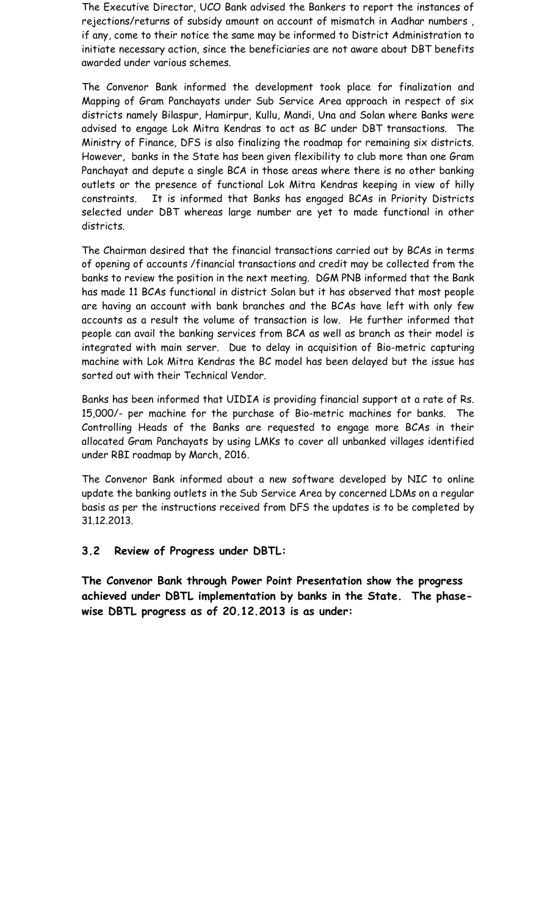The Executive Director, UCO Bank advised the Bankers to report the instances of rejections/returns of subsidy amount on account of mismatch in Aadhar numbers , if any, come to their notice the same may be informed to District Administration to initiate necessary action, since the beneficiaries are not aware about DBT benefits awarded under various schemes.

The Convenor Bank informed the development took place for finalization and Mapping of Gram Panchayats under Sub Service Area approach in respect of six districts namely Bilaspur, Hamirpur, Kullu, Mandi, Una and Solan where Banks were advised to engage Lok Mitra Kendras to act as BC under DBT transactions. The Ministry of Finance, DFS is also finalizing the roadmap for remaining six districts. However, banks in the State has been given flexibility to club more than one Gram Panchayat and depute a single BCA in those areas where there is no other banking outlets or the presence of functional Lok Mitra Kendras keeping in view of hilly constraints. It is informed that Banks has engaged BCAs in Priority Districts selected under DBT whereas large number are yet to made functional in other districts.

The Chairman desired that the financial transactions carried out by BCAs in terms of opening of accounts /financial transactions and credit may be collected from the banks to review the position in the next meeting. DGM PNB informed that the Bank has made 11 BCAs functional in district Solan but it has observed that most people are having an account with bank branches and the BCAs have left with only few accounts as a result the volume of transaction is low. He further informed that people can avail the banking services from BCA as well as branch as their model is integrated with main server. Due to delay in acquisition of Bio-metric capturing machine with Lok Mitra Kendras the BC model has been delayed but the issue has sorted out with their Technical Vendor.

Banks has been informed that UIDIA is providing financial support at a rate of Rs. 15,000/- per machine for the purchase of Bio-metric machines for banks. The Controlling Heads of the Banks are requested to engage more BCAs in their allocated Gram Panchayats by using LMKs to cover all unbanked villages identified under RBI roadmap by March, 2016.

The Convenor Bank informed about a new software developed by NIC to online update the banking outlets in the Sub Service Area by concerned LDMs on a regular basis as per the instructions received from DFS the updates is to be completed by 31.12.2013.

### 3.2 Review of Progress under DBTL:

**The Convenor Bank through Power Point Presentation show the progress achieved under DBTL implementation by banks in the State. The phase-wise DBTL progress as of 20.12.2013 is as under:**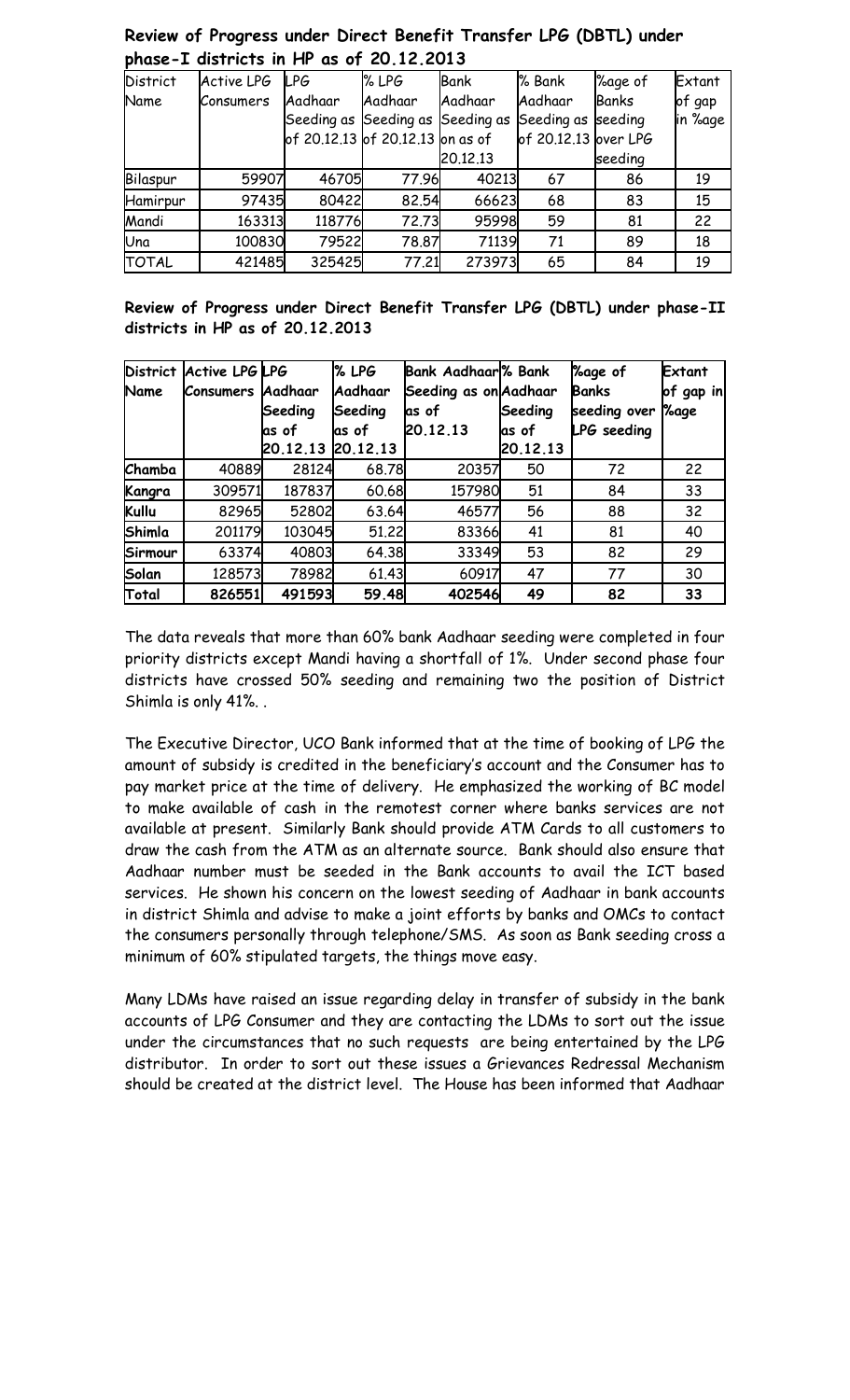**Review of Progress under Direct Benefit Transfer LPG (DBTL) under phase-I districts in HP as of 20.12.2013**

| District Name | Active LPG Consumers | LPG Aadhaar Seeding as of 20.12.13 | % LPG Aadhaar Seeding as of 20.12.13 | Bank Aadhaar Seeding as on as of 20.12.13 | % Bank Aadhaar Seeding as of 20.12.13 | %age of Banks seeding over LPG seeding | Extant of gap in %age |
|---|---|---|---|---|---|---|---|
| Bilaspur | 59907 | 46705 | 77.96 | 40213 | 67 | 86 | 19 |
| Hamirpur | 97435 | 80422 | 82.54 | 66623 | 68 | 83 | 15 |
| Mandi | 163313 | 118776 | 72.73 | 95998 | 59 | 81 | 22 |
| Una | 100830 | 79522 | 78.87 | 71139 | 71 | 89 | 18 |
| TOTAL | 421485 | 325425 | 77.21 | 273973 | 65 | 84 | 19 |

**Review of Progress under Direct Benefit Transfer LPG (DBTL) under phase-II districts in HP as of 20.12.2013**

| District Name | Active LPG Consumers | LPG Aadhaar Seeding as of 20.12.13 | % LPG Aadhaar Seeding as of 20.12.13 | Bank Aadhaar Seeding as on as of 20.12.13 | % Bank Aadhaar Seeding as of 20.12.13 | %age of Banks seeding over LPG seeding | Extant of gap in %age |
|---|---|---|---|---|---|---|---|
| **Chamba** | 40889 | 28124 | 68.78 | 20357 | 50 | 72 | 22 |
| **Kangra** | 309571 | 187837 | 60.68 | 157980 | 51 | 84 | 33 |
| **Kullu** | 82965 | 52802 | 63.64 | 46577 | 56 | 88 | 32 |
| **Shimla** | 201179 | 103045 | 51.22 | 83366 | 41 | 81 | 40 |
| **Sirmour** | 63374 | 40803 | 64.38 | 33349 | 53 | 82 | 29 |
| **Solan** | 128573 | 78982 | 61.43 | 60917 | 47 | 77 | 30 |
| **Total** | **826551** | **491593** | **59.48** | **402546** | **49** | **82** | **33** |

The data reveals that more than 60% bank Aadhaar seeding were completed in four priority districts except Mandi having a shortfall of 1%. Under second phase four districts have crossed 50% seeding and remaining two the position of District Shimla is only 41%. .

The Executive Director, UCO Bank informed that at the time of booking of LPG the amount of subsidy is credited in the beneficiary's account and the Consumer has to pay market price at the time of delivery. He emphasized the working of BC model to make available of cash in the remotest corner where banks services are not available at present. Similarly Bank should provide ATM Cards to all customers to draw the cash from the ATM as an alternate source. Bank should also ensure that Aadhaar number must be seeded in the Bank accounts to avail the ICT based services. He shown his concern on the lowest seeding of Aadhaar in bank accounts in district Shimla and advise to make a joint efforts by banks and OMCs to contact the consumers personally through telephone/SMS. As soon as Bank seeding cross a minimum of 60% stipulated targets, the things move easy.

Many LDMs have raised an issue regarding delay in transfer of subsidy in the bank accounts of LPG Consumer and they are contacting the LDMs to sort out the issue under the circumstances that no such requests are being entertained by the LPG distributor. In order to sort out these issues a Grievances Redressal Mechanism should be created at the district level. The House has been informed that Aadhaar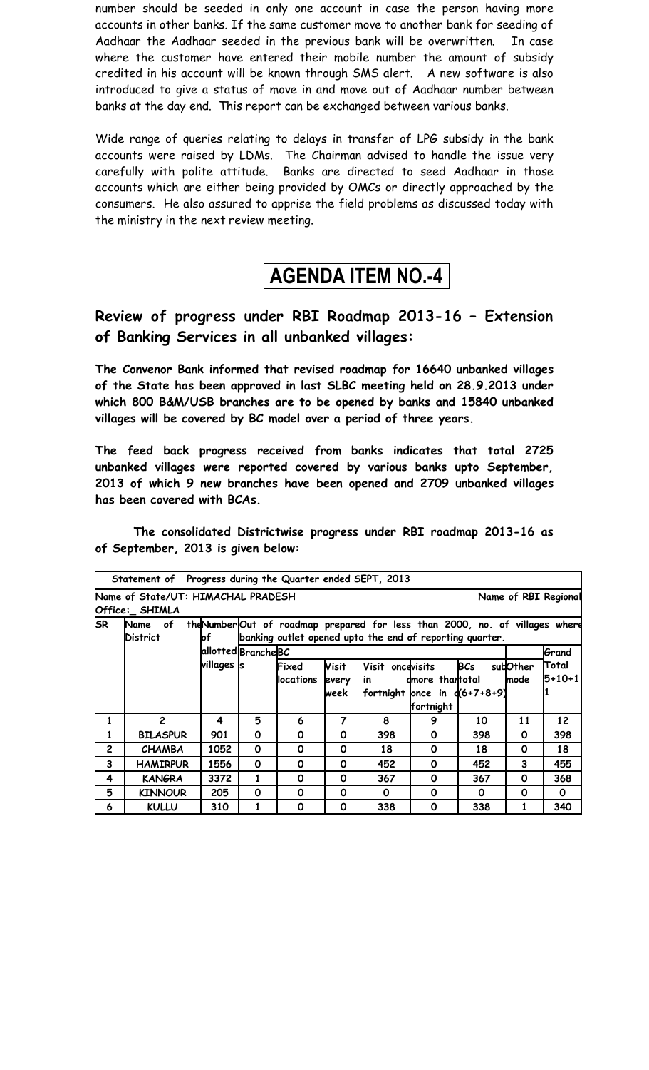number should be seeded in only one account in case the person having more accounts in other banks. If the same customer move to another bank for seeding of Aadhaar the Aadhaar seeded in the previous bank will be overwritten. In case where the customer have entered their mobile number the amount of subsidy credited in his account will be known through SMS alert. A new software is also introduced to give a status of move in and move out of Aadhaar number between banks at the day end. This report can be exchanged between various banks.

Wide range of queries relating to delays in transfer of LPG subsidy in the bank accounts were raised by LDMs. The Chairman advised to handle the issue very carefully with polite attitude. Banks are directed to seed Aadhaar in those accounts which are either being provided by OMCs or directly approached by the consumers. He also assured to apprise the field problems as discussed today with the ministry in the next review meeting.

# AGENDA ITEM NO.-4

## Review of progress under RBI Roadmap 2013-16 – Extension of Banking Services in all unbanked villages:

**The Convenor Bank informed that revised roadmap for 16640 unbanked villages of the State has been approved in last SLBC meeting held on 28.9.2013 under which 800 B&M/USB branches are to be opened by banks and 15840 unbanked villages will be covered by BC model over a period of three years.**

**The feed back progress received from banks indicates that total 2725 unbanked villages were reported covered by various banks upto September, 2013 of which 9 new branches have been opened and 2709 unbanked villages has been covered with BCAs.**

**The consolidated Districtwise progress under RBI roadmap 2013-16 as of September, 2013 is given below:**

| Statement of Progress during the Quarter ended SEPT, 2013 | | | | | | | | | | |
|---|---|---|---|---|---|---|---|---|---|---|
| Name of State/UT: HIMACHAL PRADESH | | | | | | | | | Name of RBI Regional Office:_ SHIMLA | |
| SR | Name of the District | Number of allotted villages | Out of roadmap prepared for less than 2000, no. of villages where banking outlet opened upto the end of reporting quarter. | | | | | | | |
| | | | Branches | BC | | | | | Other mode | Grand Total 5+10+11 |
| | | | | Fixed locations | Visit every week | Visit once in fortnight | visits more than once in fortnight | BCs sub total (6+7+8+9) | | |
| 1 | 2 | 4 | 5 | 6 | 7 | 8 | 9 | 10 | 11 | 12 |
| 1 | BILASPUR | 901 | 0 | 0 | 0 | 398 | 0 | 398 | 0 | 398 |
| 2 | CHAMBA | 1052 | 0 | 0 | 0 | 18 | 0 | 18 | 0 | 18 |
| 3 | HAMIRPUR | 1556 | 0 | 0 | 0 | 452 | 0 | 452 | 3 | 455 |
| 4 | KANGRA | 3372 | 1 | 0 | 0 | 367 | 0 | 367 | 0 | 368 |
| 5 | KINNOUR | 205 | 0 | 0 | 0 | 0 | 0 | 0 | 0 | 0 |
| 6 | KULLU | 310 | 1 | 0 | 0 | 338 | 0 | 338 | 1 | 340 |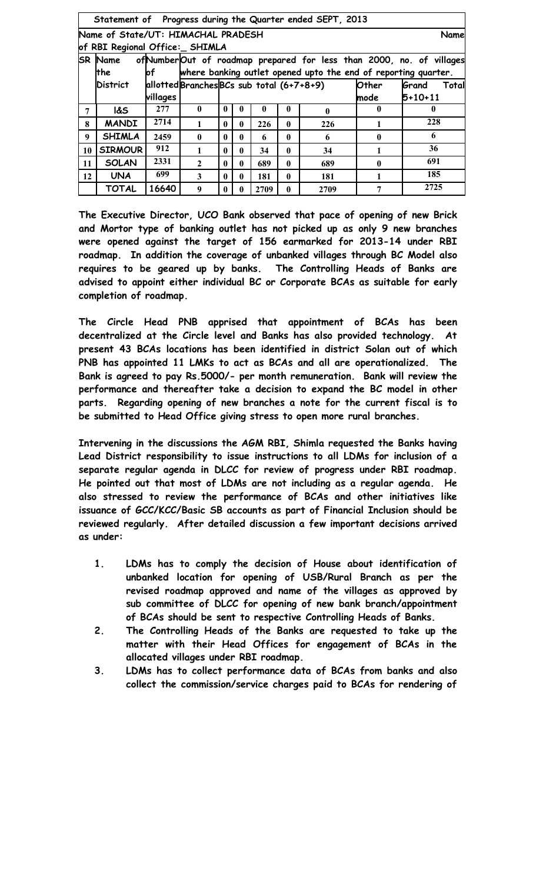Statement of Progress during the Quarter ended SEPT, 2013

Name of State/UT: HIMACHAL PRADESH Name of RBI Regional Office:_ SHIMLA

| SR | Name of the District | Number of allotted villages | Out of roadmap prepared for less than 2000, no. of villages where banking outlet opened upto the end of reporting quarter. | | | | | | | | |
|---|---|---|---|---|---|---|---|---|---|---|---|
| | | | Branches | BCs | | | | sub total (6+7+8+9) | Other mode | Grand Total 5+10+11 |
| 7 | I&S | 277 | 0 | 0 | 0 | 0 | 0 | 0 | 0 | 0 |
| 8 | MANDI | 2714 | 1 | 0 | 0 | 226 | 0 | 226 | 1 | 228 |
| 9 | SHIMLA | 2459 | 0 | 0 | 0 | 6 | 0 | 6 | 0 | 6 |
| 10 | SIRMOUR | 912 | 1 | 0 | 0 | 34 | 0 | 34 | 1 | 36 |
| 11 | SOLAN | 2331 | 2 | 0 | 0 | 689 | 0 | 689 | 0 | 691 |
| 12 | UNA | 699 | 3 | 0 | 0 | 181 | 0 | 181 | 1 | 185 |
| | TOTAL | 16640 | 9 | 0 | 0 | 2709 | 0 | 2709 | 7 | 2725 |

**The Executive Director, UCO Bank observed that pace of opening of new Brick and Mortor type of banking outlet has not picked up as only 9 new branches were opened against the target of 156 earmarked for 2013-14 under RBI roadmap. In addition the coverage of unbanked villages through BC Model also requires to be geared up by banks. The Controlling Heads of Banks are advised to appoint either individual BC or Corporate BCAs as suitable for early completion of roadmap.**

**The Circle Head PNB apprised that appointment of BCAs has been decentralized at the Circle level and Banks has also provided technology. At present 43 BCAs locations has been identified in district Solan out of which PNB has appointed 11 LMKs to act as BCAs and all are operationalized. The Bank is agreed to pay Rs.5000/- per month remuneration. Bank will review the performance and thereafter take a decision to expand the BC model in other parts. Regarding opening of new branches a note for the current fiscal is to be submitted to Head Office giving stress to open more rural branches.**

**Intervening in the discussions the AGM RBI, Shimla requested the Banks having Lead District responsibility to issue instructions to all LDMs for inclusion of a separate regular agenda in DLCC for review of progress under RBI roadmap. He pointed out that most of LDMs are not including as a regular agenda. He also stressed to review the performance of BCAs and other initiatives like issuance of GCC/KCC/Basic SB accounts as part of Financial Inclusion should be reviewed regularly. After detailed discussion a few important decisions arrived as under:**

1. **LDMs has to comply the decision of House about identification of unbanked location for opening of USB/Rural Branch as per the revised roadmap approved and name of the villages as approved by sub committee of DLCC for opening of new bank branch/appointment of BCAs should be sent to respective Controlling Heads of Banks.**
2. **The Controlling Heads of the Banks are requested to take up the matter with their Head Offices for engagement of BCAs in the allocated villages under RBI roadmap.**
3. **LDMs has to collect performance data of BCAs from banks and also collect the commission/service charges paid to BCAs for rendering of**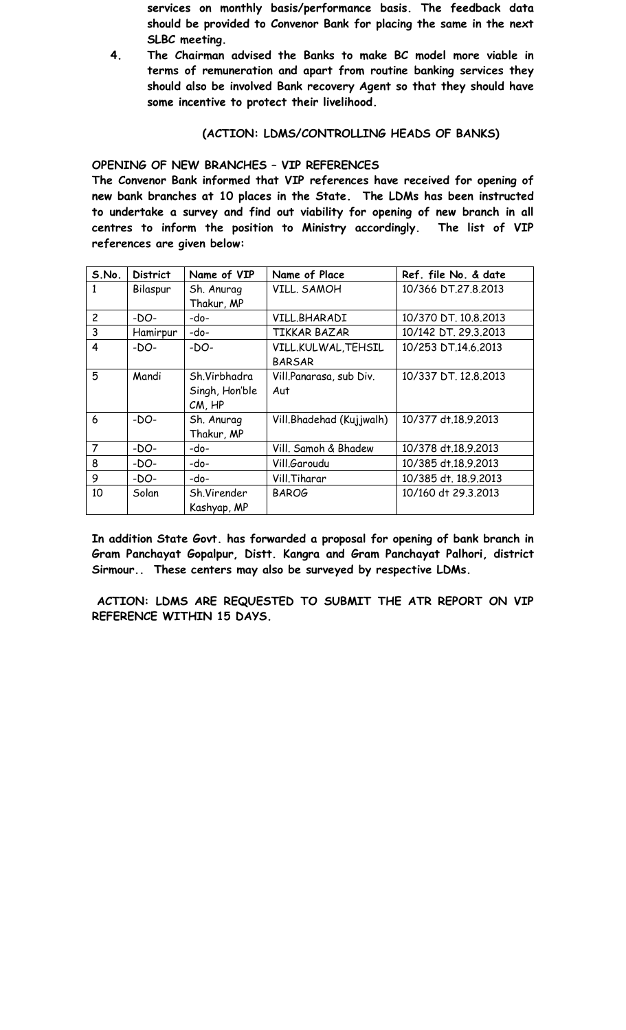**services on monthly basis/performance basis. The feedback data should be provided to Convenor Bank for placing the same in the next SLBC meeting.**

4. **The Chairman advised the Banks to make BC model more viable in terms of remuneration and apart from routine banking services they should also be involved Bank recovery Agent so that they should have some incentive to protect their livelihood.**

**(ACTION: LDMS/CONTROLLING HEADS OF BANKS)**

**OPENING OF NEW BRANCHES – VIP REFERENCES**

**The Convenor Bank informed that VIP references have received for opening of new bank branches at 10 places in the State. The LDMs has been instructed to undertake a survey and find out viability for opening of new branch in all centres to inform the position to Ministry accordingly. The list of VIP references are given below:**

| S.No. | District | Name of VIP | Name of Place | Ref. file No. & date |
|---|---|---|---|---|
| 1 | Bilaspur | Sh. Anurag Thakur, MP | VILL. SAMOH | 10/366 DT.27.8.2013 |
| 2 | -DO- | -do- | VILL.BHARADI | 10/370 DT. 10.8.2013 |
| 3 | Hamirpur | -do- | TIKKAR BAZAR | 10/142 DT. 29.3.2013 |
| 4 | -DO- | -DO- | VILL.KULWAL,TEHSIL BARSAR | 10/253 DT.14.6.2013 |
| 5 | Mandi | Sh.Virbhadra Singh, Hon'ble CM, HP | Vill.Panarasa, sub Div. Aut | 10/337 DT. 12.8.2013 |
| 6 | -DO- | Sh. Anurag Thakur, MP | Vill.Bhadehad (Kujjwalh) | 10/377 dt.18.9.2013 |
| 7 | -DO- | -do- | Vill. Samoh & Bhadew | 10/378 dt.18.9.2013 |
| 8 | -DO- | -do- | Vill.Garoudu | 10/385 dt.18.9.2013 |
| 9 | -DO- | -do- | Vill.Tiharar | 10/385 dt. 18.9.2013 |
| 10 | Solan | Sh.Virender Kashyap, MP | BAROG | 10/160 dt 29.3.2013 |

**In addition State Govt. has forwarded a proposal for opening of bank branch in Gram Panchayat Gopalpur, Distt. Kangra and Gram Panchayat Palhori, district Sirmour.. These centers may also be surveyed by respective LDMs.**

**ACTION: LDMS ARE REQUESTED TO SUBMIT THE ATR REPORT ON VIP REFERENCE WITHIN 15 DAYS.**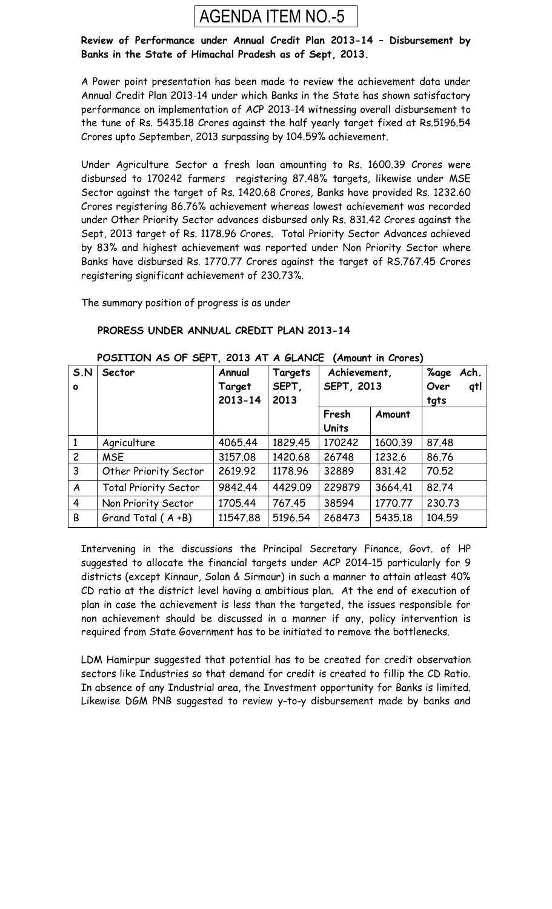# AGENDA ITEM NO.-5

**Review of Performance under Annual Credit Plan 2013-14 – Disbursement by Banks in the State of Himachal Pradesh as of Sept, 2013.**

A Power point presentation has been made to review the achievement data under Annual Credit Plan 2013-14 under which Banks in the State has shown satisfactory performance on implementation of ACP 2013-14 witnessing overall disbursement to the tune of Rs. 5435.18 Crores against the half yearly target fixed at Rs.5196.54 Crores upto September, 2013 surpassing by 104.59% achievement.

Under Agriculture Sector a fresh loan amounting to Rs. 1600.39 Crores were disbursed to 170242 farmers registering 87.48% targets, likewise under MSE Sector against the target of Rs. 1420.68 Crores, Banks have provided Rs. 1232.60 Crores registering 86.76% achievement whereas lowest achievement was recorded under Other Priority Sector advances disbursed only Rs. 831.42 Crores against the Sept, 2013 target of Rs. 1178.96 Crores. Total Priority Sector Advances achieved by 83% and highest achievement was reported under Non Priority Sector where Banks have disbursed Rs. 1770.77 Crores against the target of RS.767.45 Crores registering significant achievement of 230.73%.

The summary position of progress is as under

**PRORESS UNDER ANNUAL CREDIT PLAN 2013-14**

**POSITION AS OF SEPT, 2013 AT A GLANCE (Amount in Crores)**

| S.No | Sector | Annual Target 2013-14 | Targets SEPT, 2013 | Achievement, SEPT, 2013 | | %age Ach. Over qtl tgts |
|---|---|---|---|---|---|---|
| | | | | Fresh Units | Amount | |
| 1 | Agriculture | 4065.44 | 1829.45 | 170242 | 1600.39 | 87.48 |
| 2 | MSE | 3157.08 | 1420.68 | 26748 | 1232.6 | 86.76 |
| 3 | Other Priority Sector | 2619.92 | 1178.96 | 32889 | 831.42 | 70.52 |
| A | Total Priority Sector | 9842.44 | 4429.09 | 229879 | 3664.41 | 82.74 |
| 4 | Non Priority Sector | 1705.44 | 767.45 | 38594 | 1770.77 | 230.73 |
| B | Grand Total ( A +B) | 11547.88 | 5196.54 | 268473 | 5435.18 | 104.59 |

Intervening in the discussions the Principal Secretary Finance, Govt. of HP suggested to allocate the financial targets under ACP 2014-15 particularly for 9 districts (except Kinnaur, Solan & Sirmour) in such a manner to attain atleast 40% CD ratio at the district level having a ambitious plan. At the end of execution of plan in case the achievement is less than the targeted, the issues responsible for non achievement should be discussed in a manner if any, policy intervention is required from State Government has to be initiated to remove the bottlenecks.

LDM Hamirpur suggested that potential has to be created for credit observation sectors like Industries so that demand for credit is created to fillip the CD Ratio. In absence of any Industrial area, the Investment opportunity for Banks is limited. Likewise DGM PNB suggested to review y-to-y disbursement made by banks and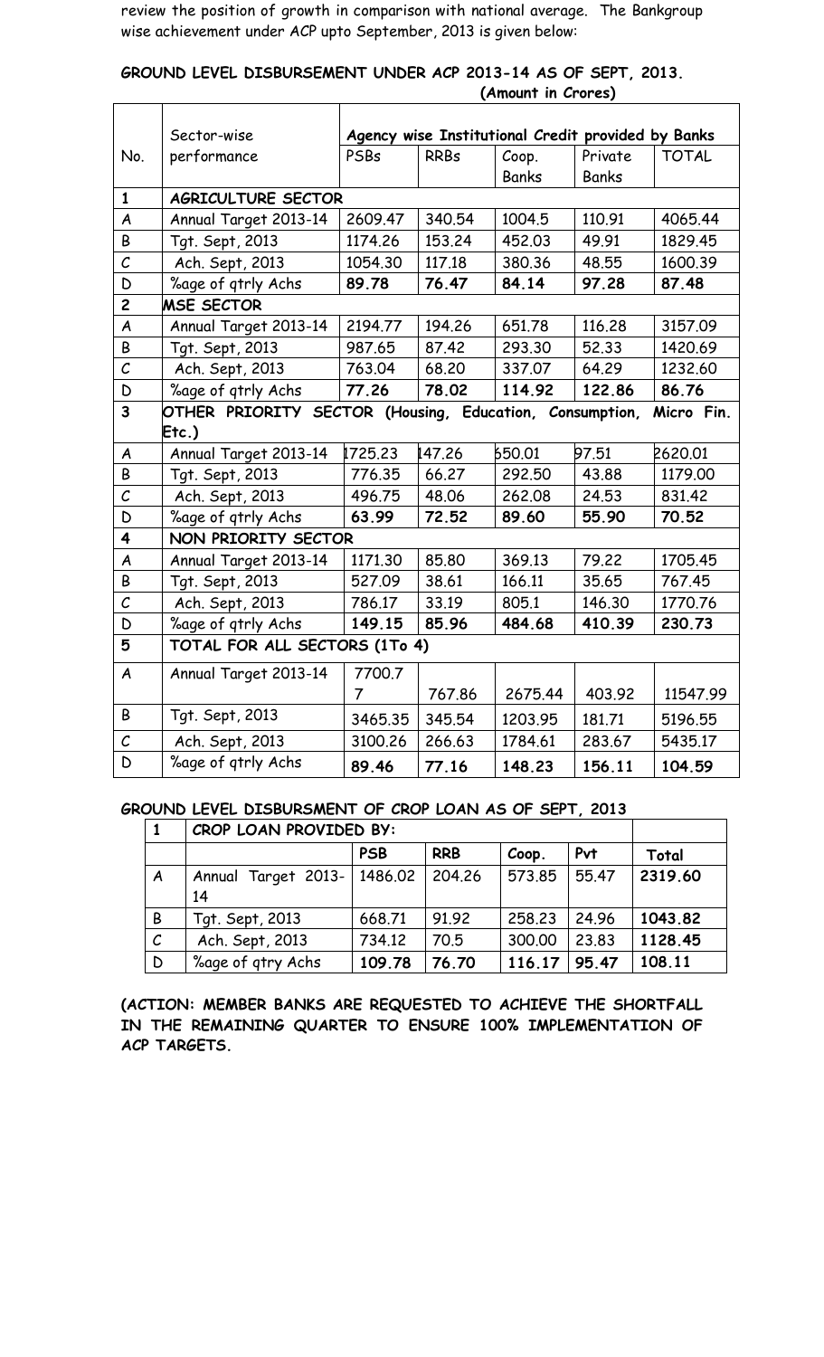review the position of growth in comparison with national average. The Bankgroup wise achievement under ACP upto September, 2013 is given below:

**GROUND LEVEL DISBURSEMENT UNDER ACP 2013-14 AS OF SEPT, 2013.**

**(Amount in Crores)**

| No. | Sector-wise performance | **Agency wise Institutional Credit provided by Banks** | | | | |
|---|---|---|---|---|---|---|
| | | PSBs | RRBs | Coop. Banks | Private Banks | TOTAL |
| **1** | **AGRICULTURE SECTOR** | | | | | |
| A | Annual Target 2013-14 | 2609.47 | 340.54 | 1004.5 | 110.91 | 4065.44 |
| B | Tgt. Sept, 2013 | 1174.26 | 153.24 | 452.03 | 49.91 | 1829.45 |
| C | Ach. Sept, 2013 | 1054.30 | 117.18 | 380.36 | 48.55 | 1600.39 |
| D | %age of qtrly Achs | **89.78** | **76.47** | **84.14** | **97.28** | **87.48** |
| **2** | **MSE SECTOR** | | | | | |
| A | Annual Target 2013-14 | 2194.77 | 194.26 | 651.78 | 116.28 | 3157.09 |
| B | Tgt. Sept, 2013 | 987.65 | 87.42 | 293.30 | 52.33 | 1420.69 |
| C | Ach. Sept, 2013 | 763.04 | 68.20 | 337.07 | 64.29 | 1232.60 |
| D | %age of qtrly Achs | **77.26** | **78.02** | **114.92** | **122.86** | **86.76** |
| **3** | **OTHER PRIORITY SECTOR (Housing, Education, Consumption, Micro Fin. Etc.)** | | | | | |
| A | Annual Target 2013-14 | 1725.23 | 147.26 | 650.01 | 97.51 | 2620.01 |
| B | Tgt. Sept, 2013 | 776.35 | 66.27 | 292.50 | 43.88 | 1179.00 |
| C | Ach. Sept, 2013 | 496.75 | 48.06 | 262.08 | 24.53 | 831.42 |
| D | %age of qtrly Achs | **63.99** | **72.52** | **89.60** | **55.90** | **70.52** |
| **4** | **NON PRIORITY SECTOR** | | | | | |
| A | Annual Target 2013-14 | 1171.30 | 85.80 | 369.13 | 79.22 | 1705.45 |
| B | Tgt. Sept, 2013 | 527.09 | 38.61 | 166.11 | 35.65 | 767.45 |
| C | Ach. Sept, 2013 | 786.17 | 33.19 | 805.1 | 146.30 | 1770.76 |
| D | %age of qtrly Achs | **149.15** | **85.96** | **484.68** | **410.39** | **230.73** |
| **5** | **TOTAL FOR ALL SECTORS (1To 4)** | | | | | |
| A | Annual Target 2013-14 | 7700.77 | 767.86 | 2675.44 | 403.92 | 11547.99 |
| B | Tgt. Sept, 2013 | 3465.35 | 345.54 | 1203.95 | 181.71 | 5196.55 |
| C | Ach. Sept, 2013 | 3100.26 | 266.63 | 1784.61 | 283.67 | 5435.17 |
| D | %age of qtrly Achs | **89.46** | **77.16** | **148.23** | **156.11** | **104.59** |

**GROUND LEVEL DISBURSMENT OF CROP LOAN AS OF SEPT, 2013**

| 1 | CROP LOAN PROVIDED BY: | | | | | |
|---|---|---|---|---|---|---|
| | | **PSB** | **RRB** | **Coop.** | **Pvt** | **Total** |
| A | Annual Target 2013-14 | 1486.02 | 204.26 | 573.85 | 55.47 | **2319.60** |
| B | Tgt. Sept, 2013 | 668.71 | 91.92 | 258.23 | 24.96 | **1043.82** |
| C | Ach. Sept, 2013 | 734.12 | 70.5 | 300.00 | 23.83 | **1128.45** |
| D | %age of qtry Achs | **109.78** | **76.70** | **116.17** | **95.47** | **108.11** |

**(ACTION: MEMBER BANKS ARE REQUESTED TO ACHIEVE THE SHORTFALL IN THE REMAINING QUARTER TO ENSURE 100% IMPLEMENTATION OF ACP TARGETS.**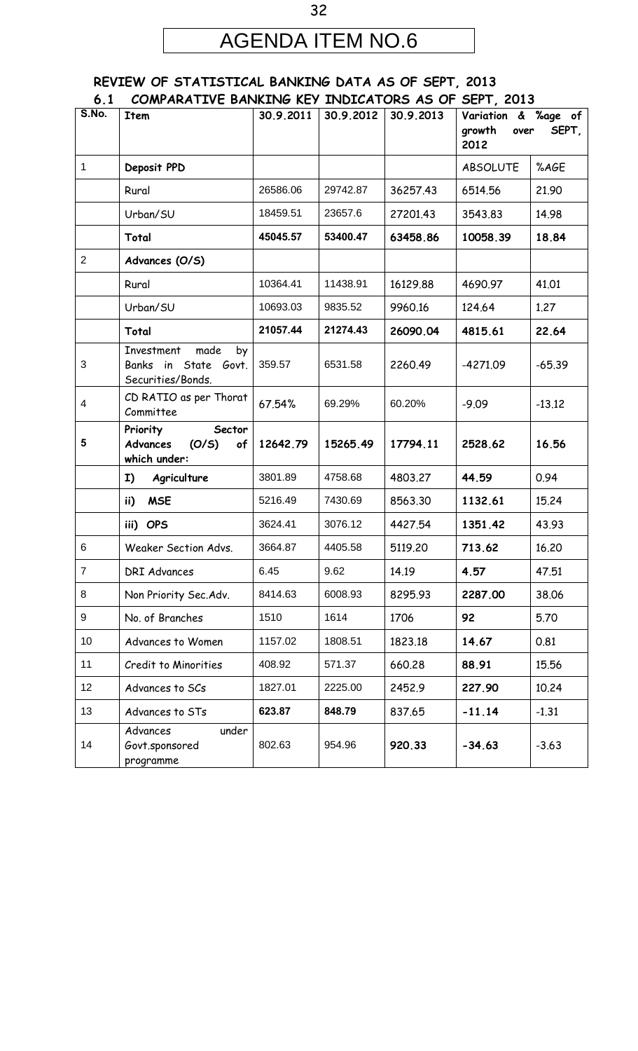# AGENDA ITEM NO.6

## REVIEW OF STATISTICAL BANKING DATA AS OF SEPT, 2013

### 6.1 COMPARATIVE BANKING KEY INDICATORS AS OF SEPT, 2013

| S.No. | Item | 30.9.2011 | 30.9.2012 | 30.9.2013 | Variation & %age of growth over SEPT, 2012 | |
|---|---|---|---|---|---|---|
| 1 | **Deposit PPD** | | | | ABSOLUTE | %AGE |
| | Rural | 26586.06 | 29742.87 | 36257.43 | 6514.56 | 21.90 |
| | Urban/SU | 18459.51 | 23657.6 | 27201.43 | 3543.83 | 14.98 |
| | **Total** | **45045.57** | **53400.47** | **63458.86** | **10058.39** | **18.84** |
| 2 | **Advances (O/S)** | | | | | |
| | Rural | 10364.41 | 11438.91 | 16129.88 | 4690.97 | 41.01 |
| | Urban/SU | 10693.03 | 9835.52 | 9960.16 | 124.64 | 1.27 |
| | **Total** | **21057.44** | **21274.43** | **26090.04** | **4815.61** | **22.64** |
| 3 | Investment made by Banks in State Govt. Securities/Bonds. | 359.57 | 6531.58 | 2260.49 | -4271.09 | -65.39 |
| 4 | CD RATIO as per Thorat Committee | 67.54% | 69.29% | 60.20% | -9.09 | -13.12 |
| 5 | **Priority Sector Advances (O/S) of which under:** | **12642.79** | **15265.49** | **17794.11** | **2528.62** | **16.56** |
| | **I) Agriculture** | 3801.89 | 4758.68 | 4803.27 | **44.59** | 0.94 |
| | **ii) MSE** | 5216.49 | 7430.69 | 8563.30 | **1132.61** | 15.24 |
| | **iii) OPS** | 3624.41 | 3076.12 | 4427.54 | **1351.42** | 43.93 |
| 6 | Weaker Section Advs. | 3664.87 | 4405.58 | 5119.20 | **713.62** | 16.20 |
| 7 | DRI Advances | 6.45 | 9.62 | 14.19 | **4.57** | 47.51 |
| 8 | Non Priority Sec.Adv. | 8414.63 | 6008.93 | 8295.93 | **2287.00** | 38.06 |
| 9 | No. of Branches | 1510 | 1614 | 1706 | **92** | 5.70 |
| 10 | Advances to Women | 1157.02 | 1808.51 | 1823.18 | **14.67** | 0.81 |
| 11 | Credit to Minorities | 408.92 | 571.37 | 660.28 | **88.91** | 15.56 |
| 12 | Advances to SCs | 1827.01 | 2225.00 | 2452.9 | **227.90** | 10.24 |
| 13 | Advances to STs | **623.87** | **848.79** | 837.65 | **-11.14** | -1.31 |
| 14 | Advances under Govt.sponsored programme | 802.63 | 954.96 | **920.33** | **-34.63** | -3.63 |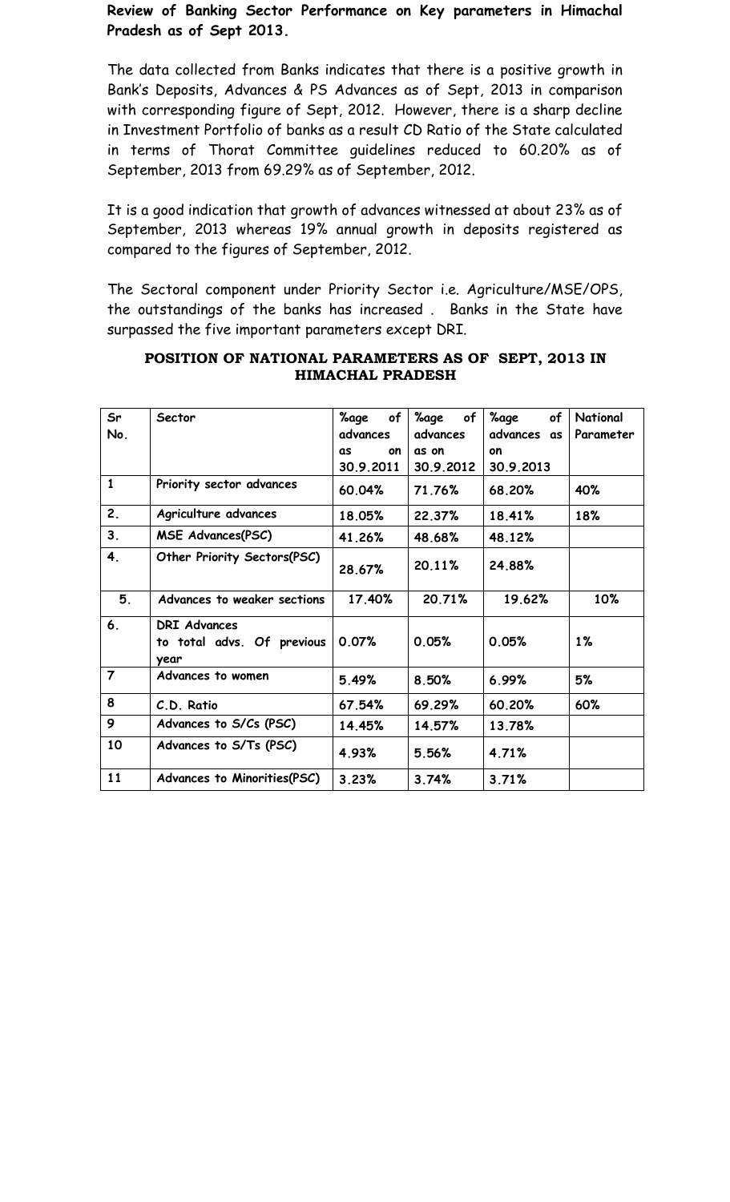**Review of Banking Sector Performance on Key parameters in Himachal Pradesh as of Sept 2013.**

The data collected from Banks indicates that there is a positive growth in Bank's Deposits, Advances & PS Advances as of Sept, 2013 in comparison with corresponding figure of Sept, 2012. However, there is a sharp decline in Investment Portfolio of banks as a result CD Ratio of the State calculated in terms of Thorat Committee guidelines reduced to 60.20% as of September, 2013 from 69.29% as of September, 2012.

It is a good indication that growth of advances witnessed at about 23% as of September, 2013 whereas 19% annual growth in deposits registered as compared to the figures of September, 2012.

The Sectoral component under Priority Sector i.e. Agriculture/MSE/OPS, the outstandings of the banks has increased . Banks in the State have surpassed the five important parameters except DRI.

**POSITION OF NATIONAL PARAMETERS AS OF SEPT, 2013 IN HIMACHAL PRADESH**

| Sr No. | Sector | %age of advances as on 30.9.2011 | %age of advances as on 30.9.2012 | %age of advances as on 30.9.2013 | National Parameter |
|---|---|---|---|---|---|
| 1 | Priority sector advances | 60.04% | 71.76% | 68.20% | 40% |
| 2. | Agriculture advances | 18.05% | 22.37% | 18.41% | 18% |
| 3. | MSE Advances(PSC) | 41.26% | 48.68% | 48.12% | |
| 4. | Other Priority Sectors(PSC) | 28.67% | 20.11% | 24.88% | |
| 5. | Advances to weaker sections | 17.40% | 20.71% | 19.62% | 10% |
| 6. | DRI Advances to total advs. Of previous year | 0.07% | 0.05% | 0.05% | 1% |
| 7 | Advances to women | 5.49% | 8.50% | 6.99% | 5% |
| 8 | C.D. Ratio | 67.54% | 69.29% | 60.20% | 60% |
| 9 | Advances to S/Cs (PSC) | 14.45% | 14.57% | 13.78% | |
| 10 | Advances to S/Ts (PSC) | 4.93% | 5.56% | 4.71% | |
| 11 | Advances to Minorities(PSC) | 3.23% | 3.74% | 3.71% | |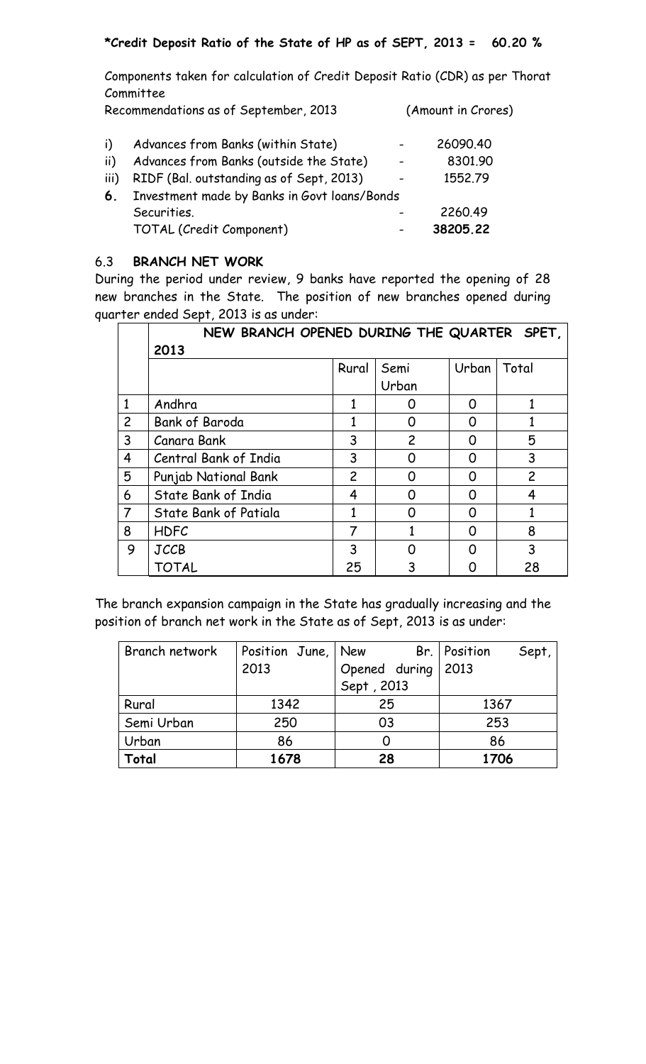**\*Credit Deposit Ratio of the State of HP as of SEPT, 2013 = 60.20 %**

Components taken for calculation of Credit Deposit Ratio (CDR) as per Thorat Committee
Recommendations as of September, 2013 (Amount in Crores)

| | | | |
|---|---|---|---|
| i) | Advances from Banks (within State) | - | 26090.40 |
| ii) | Advances from Banks (outside the State) | - | 8301.90 |
| iii) | RIDF (Bal. outstanding as of Sept, 2013) | - | 1552.79 |
| **6.** | Investment made by Banks in Govt loans/Bonds Securities. | - | 2260.49 |
| | TOTAL (Credit Component) | - | **38205.22** |

### 6.3 BRANCH NET WORK

During the period under review, 9 banks have reported the opening of 28 new branches in the State. The position of new branches opened during quarter ended Sept, 2013 is as under:

| | **NEW BRANCH OPENED DURING THE QUARTER SPET, 2013** | | | | |
|---|---|---|---|---|---|
| | | Rural | Semi Urban | Urban | Total |
| 1 | Andhra | 1 | 0 | 0 | 1 |
| 2 | Bank of Baroda | 1 | 0 | 0 | 1 |
| 3 | Canara Bank | 3 | 2 | 0 | 5 |
| 4 | Central Bank of India | 3 | 0 | 0 | 3 |
| 5 | Punjab National Bank | 2 | 0 | 0 | 2 |
| 6 | State Bank of India | 4 | 0 | 0 | 4 |
| 7 | State Bank of Patiala | 1 | 0 | 0 | 1 |
| 8 | HDFC | 7 | 1 | 0 | 8 |
| 9 | JCCB | 3 | 0 | 0 | 3 |
| | TOTAL | 25 | 3 | 0 | 28 |

The branch expansion campaign in the State has gradually increasing and the position of branch net work in the State as of Sept, 2013 is as under:

| Branch network | Position June, 2013 | New Br. Opened during Sept , 2013 | Position Sept, 2013 |
|---|---|---|---|
| Rural | 1342 | 25 | 1367 |
| Semi Urban | 250 | 03 | 253 |
| Urban | 86 | 0 | 86 |
| **Total** | **1678** | **28** | **1706** |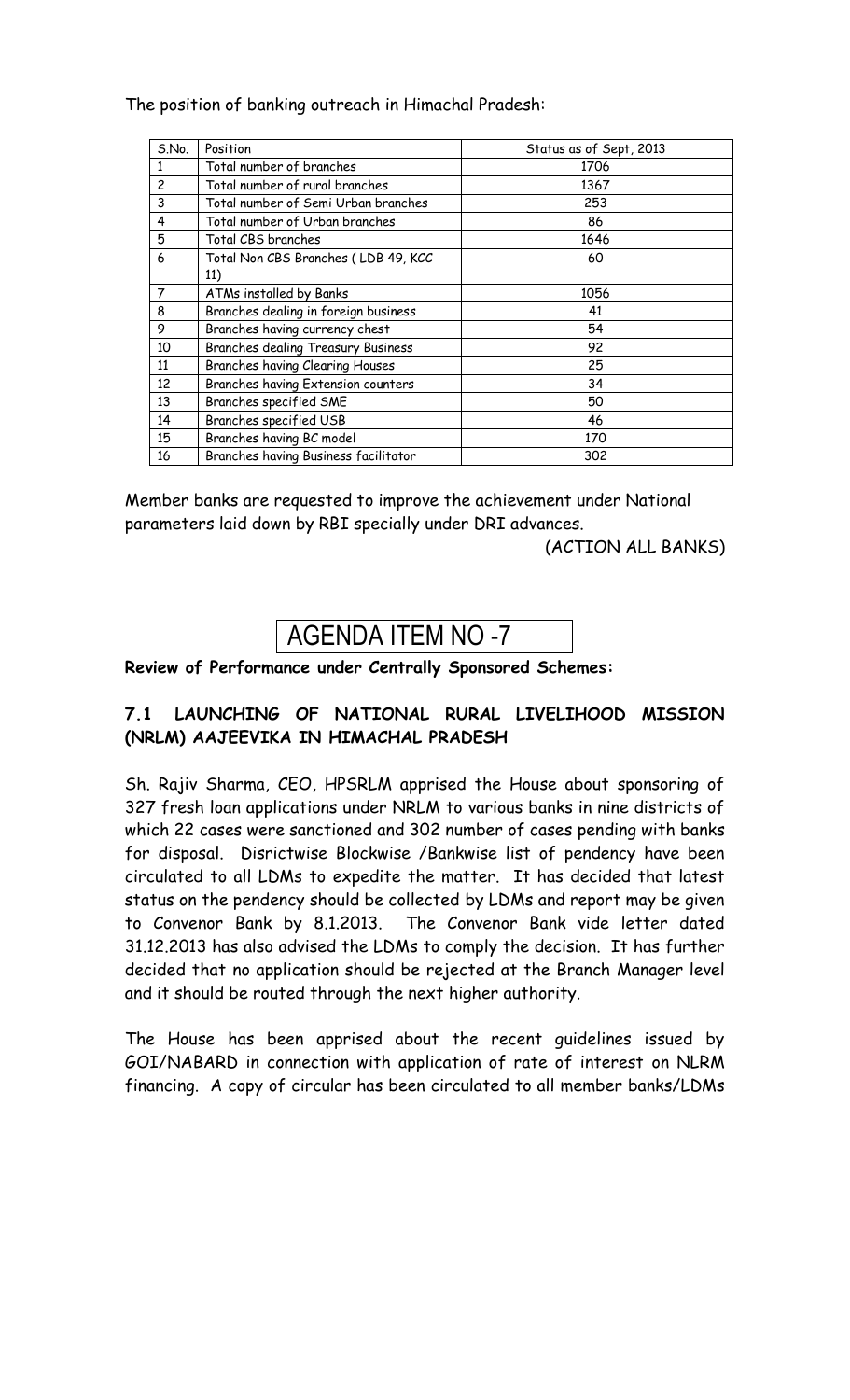The position of banking outreach in Himachal Pradesh:

| S.No. | Position | Status as of Sept, 2013 |
|---|---|---|
| 1 | Total number of branches | 1706 |
| 2 | Total number of rural branches | 1367 |
| 3 | Total number of Semi Urban branches | 253 |
| 4 | Total number of Urban branches | 86 |
| 5 | Total CBS branches | 1646 |
| 6 | Total Non CBS Branches ( LDB 49, KCC 11) | 60 |
| 7 | ATMs installed by Banks | 1056 |
| 8 | Branches dealing in foreign business | 41 |
| 9 | Branches having currency chest | 54 |
| 10 | Branches dealing Treasury Business | 92 |
| 11 | Branches having Clearing Houses | 25 |
| 12 | Branches having Extension counters | 34 |
| 13 | Branches specified SME | 50 |
| 14 | Branches specified USB | 46 |
| 15 | Branches having BC model | 170 |
| 16 | Branches having Business facilitator | 302 |

Member banks are requested to improve the achievement under National parameters laid down by RBI specially under DRI advances.

(ACTION ALL BANKS)

# AGENDA ITEM NO -7

**Review of Performance under Centrally Sponsored Schemes:**

## 7.1 LAUNCHING OF NATIONAL RURAL LIVELIHOOD MISSION (NRLM) AAJEEVIKA IN HIMACHAL PRADESH

Sh. Rajiv Sharma, CEO, HPSRLM apprised the House about sponsoring of 327 fresh loan applications under NRLM to various banks in nine districts of which 22 cases were sanctioned and 302 number of cases pending with banks for disposal. Disrictwise Blockwise /Bankwise list of pendency have been circulated to all LDMs to expedite the matter. It has decided that latest status on the pendency should be collected by LDMs and report may be given to Convenor Bank by 8.1.2013. The Convenor Bank vide letter dated 31.12.2013 has also advised the LDMs to comply the decision. It has further decided that no application should be rejected at the Branch Manager level and it should be routed through the next higher authority.

The House has been apprised about the recent guidelines issued by GOI/NABARD in connection with application of rate of interest on NLRM financing. A copy of circular has been circulated to all member banks/LDMs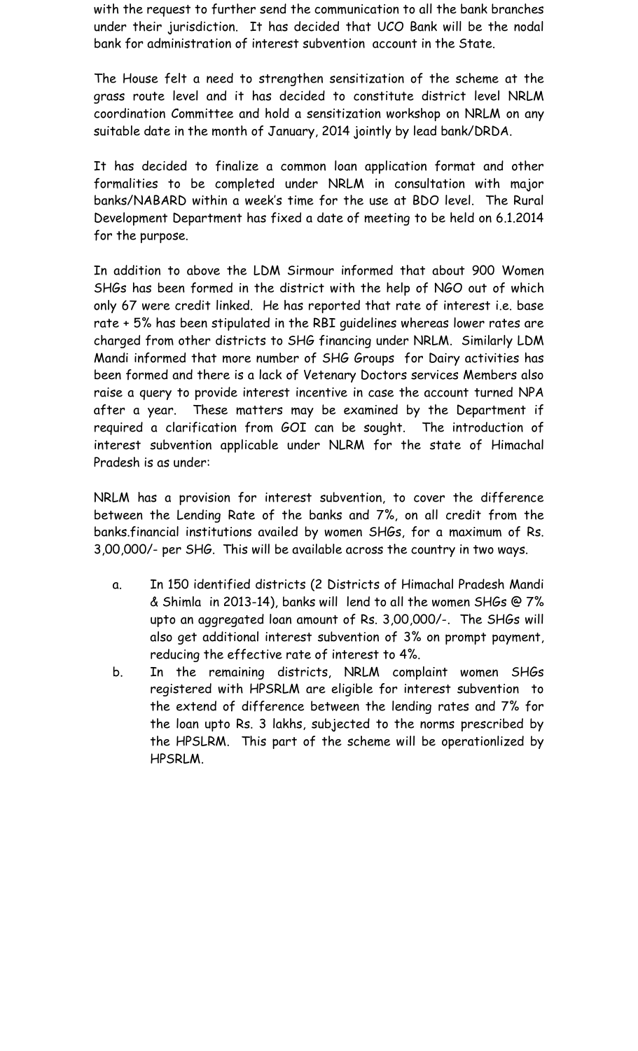with the request to further send the communication to all the bank branches under their jurisdiction. It has decided that UCO Bank will be the nodal bank for administration of interest subvention account in the State.

The House felt a need to strengthen sensitization of the scheme at the grass route level and it has decided to constitute district level NRLM coordination Committee and hold a sensitization workshop on NRLM on any suitable date in the month of January, 2014 jointly by lead bank/DRDA.

It has decided to finalize a common loan application format and other formalities to be completed under NRLM in consultation with major banks/NABARD within a week's time for the use at BDO level. The Rural Development Department has fixed a date of meeting to be held on 6.1.2014 for the purpose.

In addition to above the LDM Sirmour informed that about 900 Women SHGs has been formed in the district with the help of NGO out of which only 67 were credit linked. He has reported that rate of interest i.e. base rate + 5% has been stipulated in the RBI guidelines whereas lower rates are charged from other districts to SHG financing under NRLM. Similarly LDM Mandi informed that more number of SHG Groups for Dairy activities has been formed and there is a lack of Vetenary Doctors services Members also raise a query to provide interest incentive in case the account turned NPA after a year. These matters may be examined by the Department if required a clarification from GOI can be sought. The introduction of interest subvention applicable under NLRM for the state of Himachal Pradesh is as under:

NRLM has a provision for interest subvention, to cover the difference between the Lending Rate of the banks and 7%, on all credit from the banks.financial institutions availed by women SHGs, for a maximum of Rs. 3,00,000/- per SHG. This will be available across the country in two ways.

a. In 150 identified districts (2 Districts of Himachal Pradesh Mandi & Shimla in 2013-14), banks will lend to all the women SHGs @ 7% upto an aggregated loan amount of Rs. 3,00,000/-. The SHGs will also get additional interest subvention of 3% on prompt payment, reducing the effective rate of interest to 4%.
b. In the remaining districts, NRLM complaint women SHGs registered with HPSRLM are eligible for interest subvention to the extend of difference between the lending rates and 7% for the loan upto Rs. 3 lakhs, subjected to the norms prescribed by the HPSLRM. This part of the scheme will be operationlized by HPSRLM.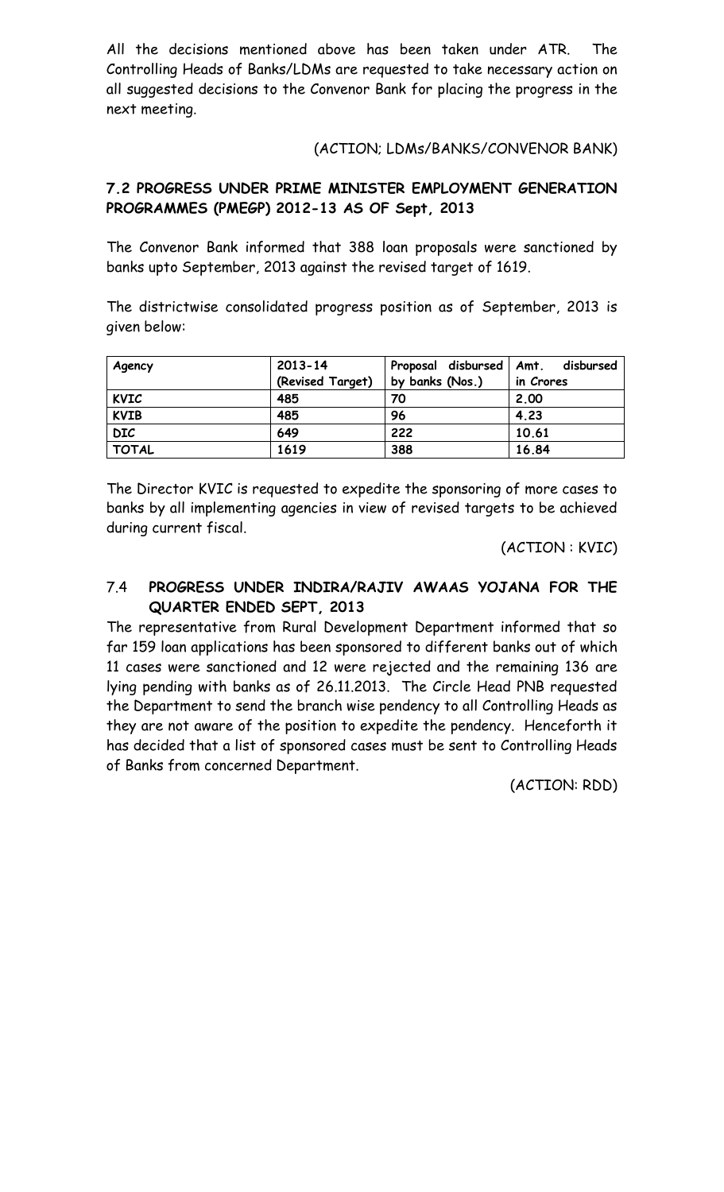All the decisions mentioned above has been taken under ATR. The Controlling Heads of Banks/LDMs are requested to take necessary action on all suggested decisions to the Convenor Bank for placing the progress in the next meeting.

(ACTION; LDMs/BANKS/CONVENOR BANK)

### 7.2 PROGRESS UNDER PRIME MINISTER EMPLOYMENT GENERATION PROGRAMMES (PMEGP) 2012-13 AS OF Sept, 2013

The Convenor Bank informed that 388 loan proposals were sanctioned by banks upto September, 2013 against the revised target of 1619.

The districtwise consolidated progress position as of September, 2013 is given below:

| Agency | 2013-14 (Revised Target) | Proposal disbursed by banks (Nos.) | Amt. disbursed in Crores |
|---|---|---|---|
| KVIC | 485 | 70 | 2.00 |
| KVIB | 485 | 96 | 4.23 |
| DIC | 649 | 222 | 10.61 |
| TOTAL | 1619 | 388 | 16.84 |

The Director KVIC is requested to expedite the sponsoring of more cases to banks by all implementing agencies in view of revised targets to be achieved during current fiscal.

(ACTION : KVIC)

### 7.4 PROGRESS UNDER INDIRA/RAJIV AWAAS YOJANA FOR THE QUARTER ENDED SEPT, 2013

The representative from Rural Development Department informed that so far 159 loan applications has been sponsored to different banks out of which 11 cases were sanctioned and 12 were rejected and the remaining 136 are lying pending with banks as of 26.11.2013. The Circle Head PNB requested the Department to send the branch wise pendency to all Controlling Heads as they are not aware of the position to expedite the pendency. Henceforth it has decided that a list of sponsored cases must be sent to Controlling Heads of Banks from concerned Department.

(ACTION: RDD)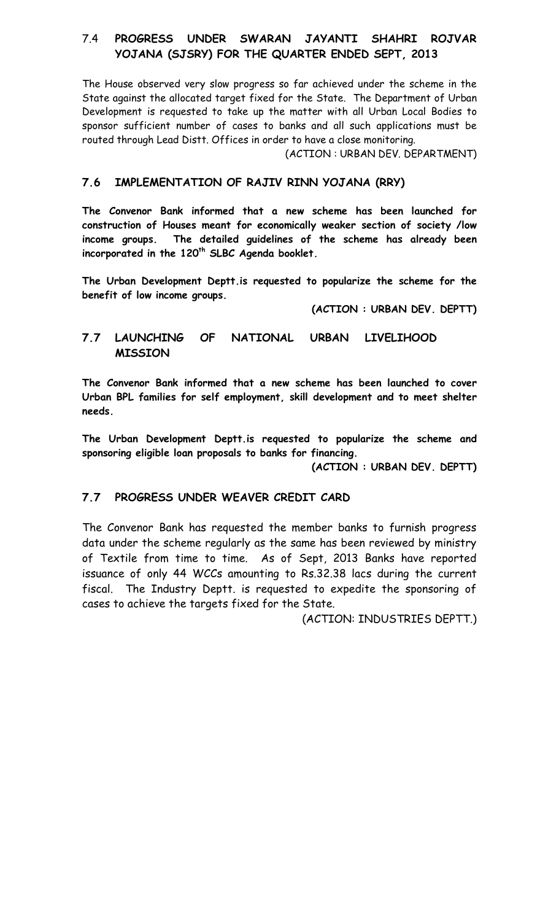## 7.4 **PROGRESS UNDER SWARAN JAYANTI SHAHRI ROJVAR YOJANA (SJSRY) FOR THE QUARTER ENDED SEPT, 2013**

The House observed very slow progress so far achieved under the scheme in the State against the allocated target fixed for the State. The Department of Urban Development is requested to take up the matter with all Urban Local Bodies to sponsor sufficient number of cases to banks and all such applications must be routed through Lead Distt. Offices in order to have a close monitoring.

(ACTION : URBAN DEV. DEPARTMENT)

## 7.6 IMPLEMENTATION OF RAJIV RINN YOJANA (RRY)

**The Convenor Bank informed that a new scheme has been launched for construction of Houses meant for economically weaker section of society /low income groups. The detailed guidelines of the scheme has already been incorporated in the 120th SLBC Agenda booklet.**

**The Urban Development Deptt.is requested to popularize the scheme for the benefit of low income groups.**

**(ACTION : URBAN DEV. DEPTT)**

## 7.7 LAUNCHING OF NATIONAL URBAN LIVELIHOOD MISSION

**The Convenor Bank informed that a new scheme has been launched to cover Urban BPL families for self employment, skill development and to meet shelter needs.**

**The Urban Development Deptt.is requested to popularize the scheme and sponsoring eligible loan proposals to banks for financing.**

**(ACTION : URBAN DEV. DEPTT)**

## 7.7 PROGRESS UNDER WEAVER CREDIT CARD

The Convenor Bank has requested the member banks to furnish progress data under the scheme regularly as the same has been reviewed by ministry of Textile from time to time. As of Sept, 2013 Banks have reported issuance of only 44 WCCs amounting to Rs.32.38 lacs during the current fiscal. The Industry Deptt. is requested to expedite the sponsoring of cases to achieve the targets fixed for the State.

(ACTION: INDUSTRIES DEPTT.)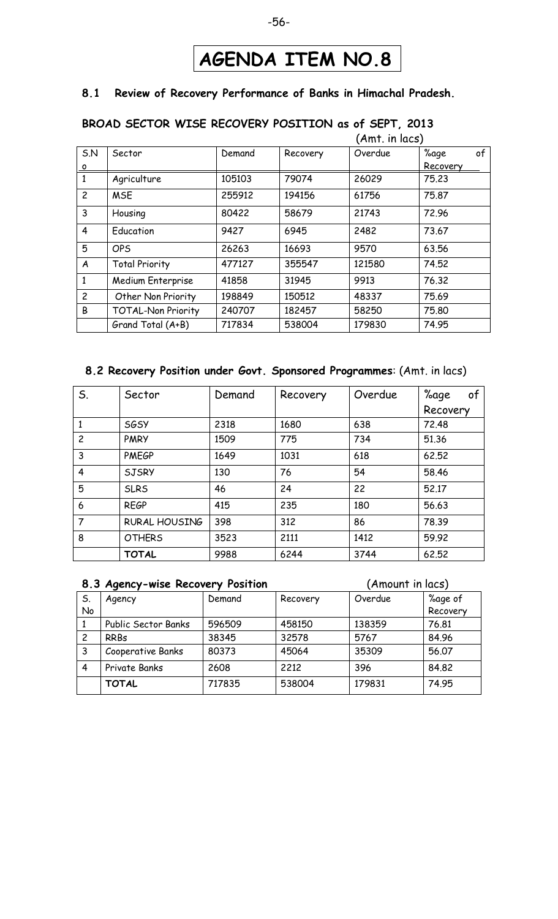# AGENDA ITEM NO.8

## 8.1 Review of Recovery Performance of Banks in Himachal Pradesh.

### BROAD SECTOR WISE RECOVERY POSITION as of SEPT, 2013

(Amt. in lacs)

| S.No | Sector | Demand | Recovery | Overdue | %age of Recovery |
|---|---|---|---|---|---|
| 1 | Agriculture | 105103 | 79074 | 26029 | 75.23 |
| 2 | MSE | 255912 | 194156 | 61756 | 75.87 |
| 3 | Housing | 80422 | 58679 | 21743 | 72.96 |
| 4 | Education | 9427 | 6945 | 2482 | 73.67 |
| 5 | OPS | 26263 | 16693 | 9570 | 63.56 |
| A | Total Priority | 477127 | 355547 | 121580 | 74.52 |
| 1 | Medium Enterprise | 41858 | 31945 | 9913 | 76.32 |
| 2 | Other Non Priority | 198849 | 150512 | 48337 | 75.69 |
| B | TOTAL-Non Priority | 240707 | 182457 | 58250 | 75.80 |
| | Grand Total (A+B) | 717834 | 538004 | 179830 | 74.95 |

### 8.2 Recovery Position under Govt. Sponsored Programmes: (Amt. in lacs)

| S. | Sector | Demand | Recovery | Overdue | %age of Recovery |
|---|---|---|---|---|---|
| 1 | SGSY | 2318 | 1680 | 638 | 72.48 |
| 2 | PMRY | 1509 | 775 | 734 | 51.36 |
| 3 | PMEGP | 1649 | 1031 | 618 | 62.52 |
| 4 | SJSRY | 130 | 76 | 54 | 58.46 |
| 5 | SLRS | 46 | 24 | 22 | 52.17 |
| 6 | REGP | 415 | 235 | 180 | 56.63 |
| 7 | RURAL HOUSING | 398 | 312 | 86 | 78.39 |
| 8 | OTHERS | 3523 | 2111 | 1412 | 59.92 |
| | **TOTAL** | 9988 | 6244 | 3744 | 62.52 |

### 8.3 Agency-wise Recovery Position

(Amount in lacs)

| S. No | Agency | Demand | Recovery | Overdue | %age of Recovery |
|---|---|---|---|---|---|
| 1 | Public Sector Banks | 596509 | 458150 | 138359 | 76.81 |
| 2 | RRBs | 38345 | 32578 | 5767 | 84.96 |
| 3 | Cooperative Banks | 80373 | 45064 | 35309 | 56.07 |
| 4 | Private Banks | 2608 | 2212 | 396 | 84.82 |
| | **TOTAL** | 717835 | 538004 | 179831 | 74.95 |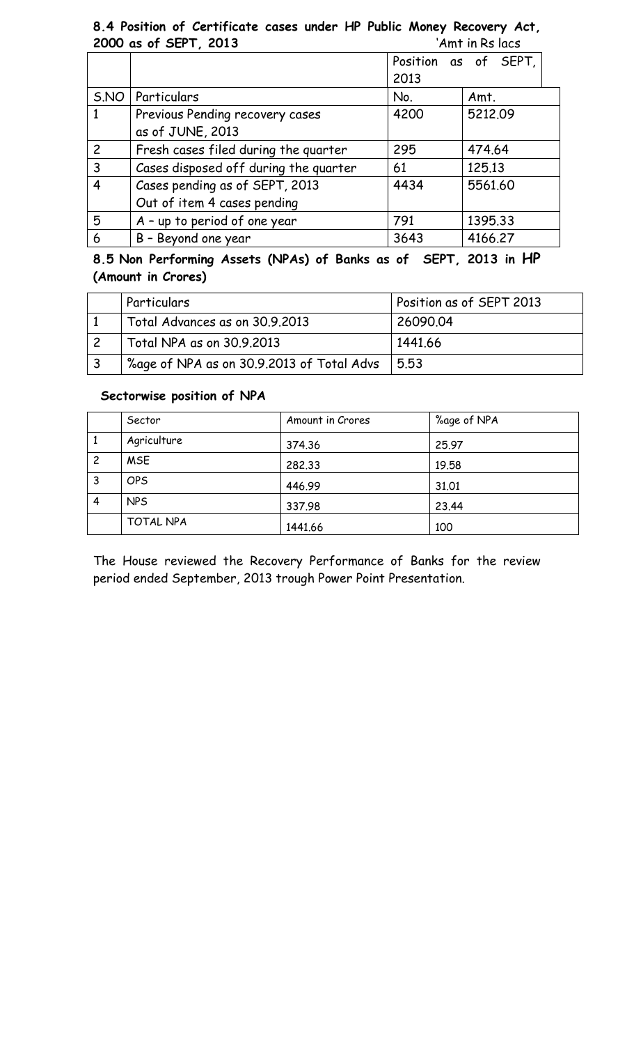**8.4 Position of Certificate cases under HP Public Money Recovery Act, 2000 as of SEPT, 2013** 'Amt in Rs lacs

| | | Position as of SEPT, 2013 | |
|---|---|---|---|
| S.NO | Particulars | No. | Amt. |
| 1 | Previous Pending recovery cases as of JUNE, 2013 | 4200 | 5212.09 |
| 2 | Fresh cases filed during the quarter | 295 | 474.64 |
| 3 | Cases disposed off during the quarter | 61 | 125.13 |
| 4 | Cases pending as of SEPT, 2013 Out of item 4 cases pending | 4434 | 5561.60 |
| 5 | A – up to period of one year | 791 | 1395.33 |
| 6 | B – Beyond one year | 3643 | 4166.27 |

**8.5 Non Performing Assets (NPAs) of Banks as of SEPT, 2013 in HP (Amount in Crores)**

| | Particulars | Position as of SEPT 2013 |
|---|---|---|
| 1 | Total Advances as on 30.9.2013 | 26090.04 |
| 2 | Total NPA as on 30.9.2013 | 1441.66 |
| 3 | %age of NPA as on 30.9.2013 of Total Advs | 5.53 |

**Sectorwise position of NPA**

| | Sector | Amount in Crores | %age of NPA |
|---|---|---|---|
| 1 | Agriculture | 374.36 | 25.97 |
| 2 | MSE | 282.33 | 19.58 |
| 3 | OPS | 446.99 | 31.01 |
| 4 | NPS | 337.98 | 23.44 |
| | TOTAL NPA | 1441.66 | 100 |

The House reviewed the Recovery Performance of Banks for the review period ended September, 2013 trough Power Point Presentation.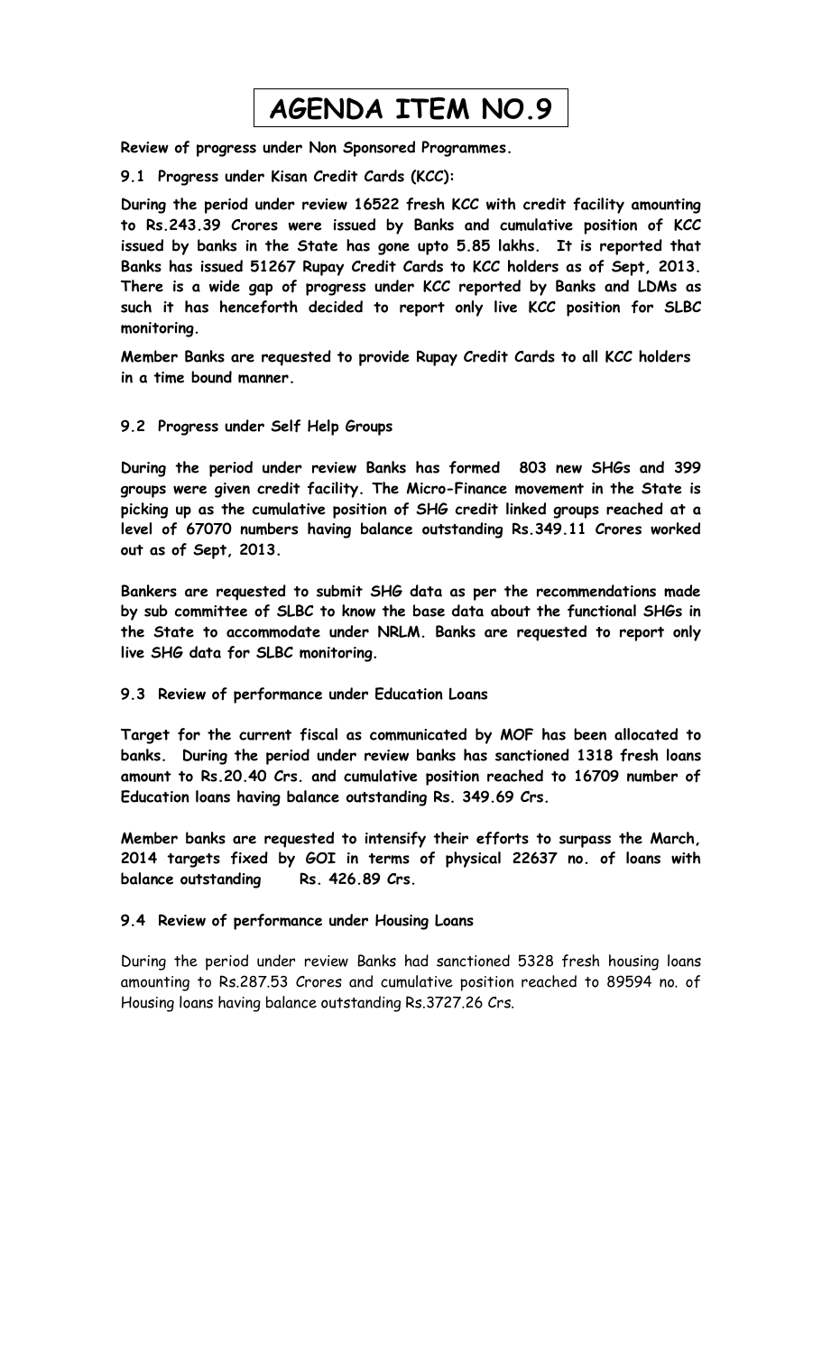# AGENDA ITEM NO.9

**Review of progress under Non Sponsored Programmes.**

**9.1 Progress under Kisan Credit Cards (KCC):**

**During the period under review 16522 fresh KCC with credit facility amounting to Rs.243.39 Crores were issued by Banks and cumulative position of KCC issued by banks in the State has gone upto 5.85 lakhs. It is reported that Banks has issued 51267 Rupay Credit Cards to KCC holders as of Sept, 2013. There is a wide gap of progress under KCC reported by Banks and LDMs as such it has henceforth decided to report only live KCC position for SLBC monitoring.**

**Member Banks are requested to provide Rupay Credit Cards to all KCC holders in a time bound manner.**

**9.2 Progress under Self Help Groups**

**During the period under review Banks has formed 803 new SHGs and 399 groups were given credit facility. The Micro-Finance movement in the State is picking up as the cumulative position of SHG credit linked groups reached at a level of 67070 numbers having balance outstanding Rs.349.11 Crores worked out as of Sept, 2013.**

**Bankers are requested to submit SHG data as per the recommendations made by sub committee of SLBC to know the base data about the functional SHGs in the State to accommodate under NRLM. Banks are requested to report only live SHG data for SLBC monitoring.**

**9.3 Review of performance under Education Loans**

**Target for the current fiscal as communicated by MOF has been allocated to banks. During the period under review banks has sanctioned 1318 fresh loans amount to Rs.20.40 Crs. and cumulative position reached to 16709 number of Education loans having balance outstanding Rs. 349.69 Crs.**

**Member banks are requested to intensify their efforts to surpass the March, 2014 targets fixed by GOI in terms of physical 22637 no. of loans with balance outstanding Rs. 426.89 Crs.**

**9.4 Review of performance under Housing Loans**

During the period under review Banks had sanctioned 5328 fresh housing loans amounting to Rs.287.53 Crores and cumulative position reached to 89594 no. of Housing loans having balance outstanding Rs.3727.26 Crs.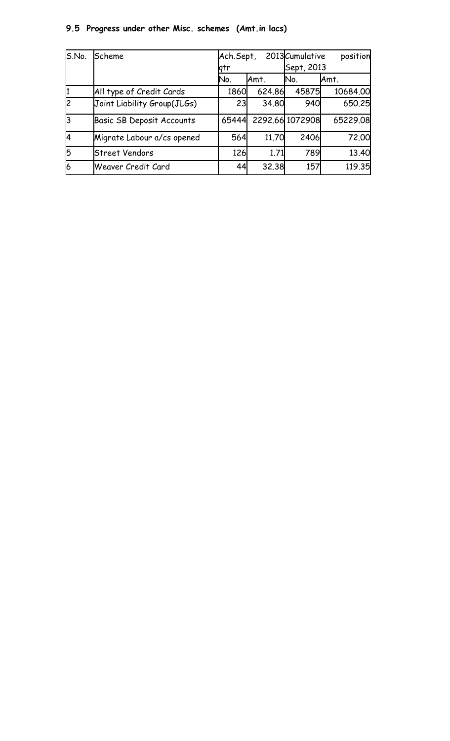### 9.5 Progress under other Misc. schemes (Amt.in lacs)

| S.No. | Scheme | Ach.Sept, 2013 qtr | | Cumulative position Sept, 2013 | |
|---|---|---|---|---|---|
| | | No. | Amt. | No. | Amt. |
| 1 | All type of Credit Cards | 1860 | 624.86 | 45875 | 10684.00 |
| 2 | Joint Liability Group(JLGs) | 23 | 34.80 | 940 | 650.25 |
| 3 | Basic SB Deposit Accounts | 65444 | 2292.66 | 1072908 | 65229.08 |
| 4 | Migrate Labour a/cs opened | 564 | 11.70 | 2406 | 72.00 |
| 5 | Street Vendors | 126 | 1.71 | 789 | 13.40 |
| 6 | Weaver Credit Card | 44 | 32.38 | 157 | 119.35 |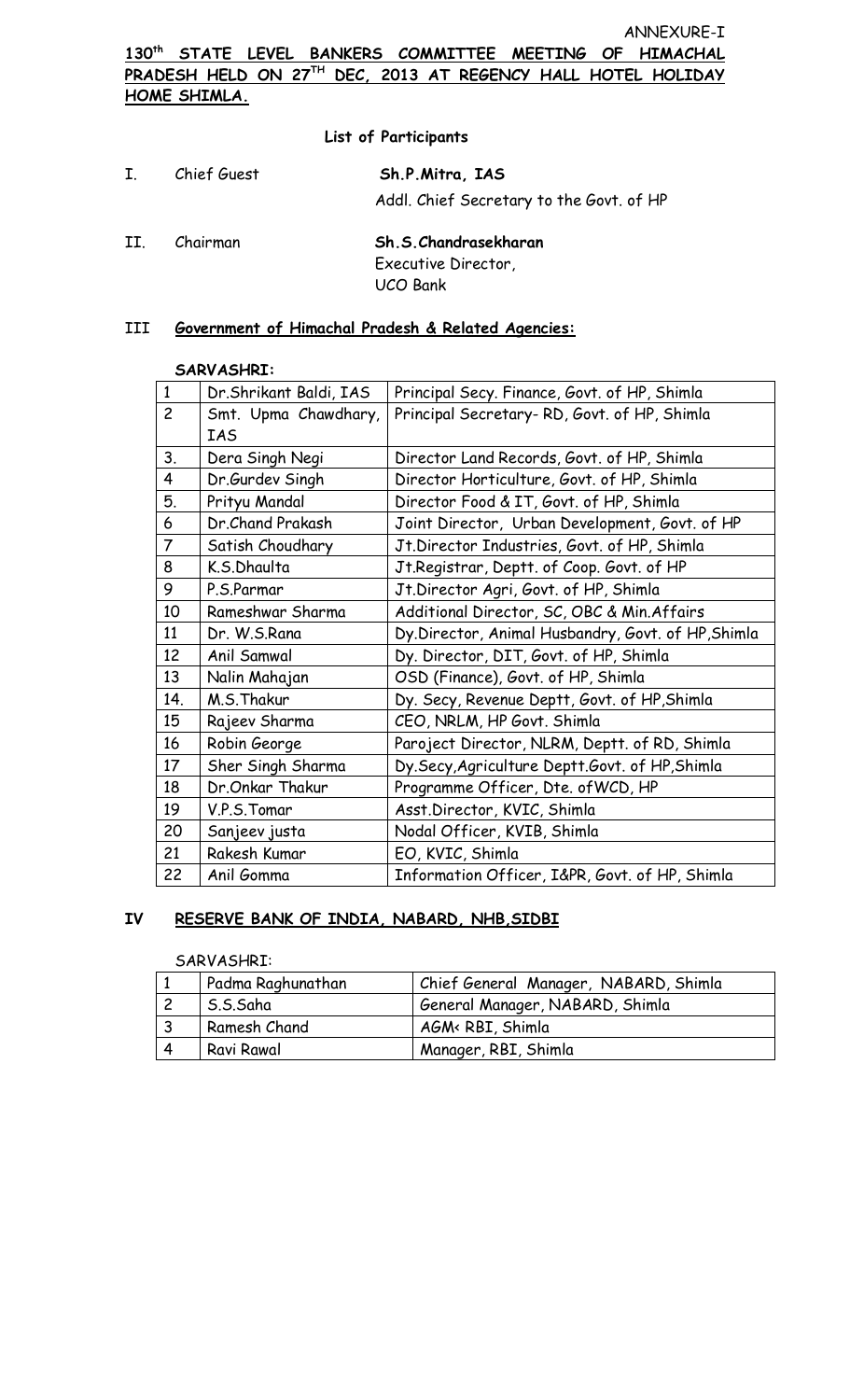ANNEXURE-I

**130th STATE LEVEL BANKERS COMMITTEE MEETING OF HIMACHAL PRADESH HELD ON 27TH DEC, 2013 AT REGENCY HALL HOTEL HOLIDAY HOME SHIMLA.**

**List of Participants**

I. Chief Guest **Sh.P.Mitra, IAS**
Addl. Chief Secretary to the Govt. of HP

II. Chairman **Sh.S.Chandrasekharan**
Executive Director,
UCO Bank

## III Government of Himachal Pradesh & Related Agencies:

**SARVASHRI:**

| | | |
|---|---|---|
| 1 | Dr.Shrikant Baldi, IAS | Principal Secy. Finance, Govt. of HP, Shimla |
| 2 | Smt. Upma Chawdhary, IAS | Principal Secretary- RD, Govt. of HP, Shimla |
| 3. | Dera Singh Negi | Director Land Records, Govt. of HP, Shimla |
| 4 | Dr.Gurdev Singh | Director Horticulture, Govt. of HP, Shimla |
| 5. | Prityu Mandal | Director Food & IT, Govt. of HP, Shimla |
| 6 | Dr.Chand Prakash | Joint Director, Urban Development, Govt. of HP |
| 7 | Satish Choudhary | Jt.Director Industries, Govt. of HP, Shimla |
| 8 | K.S.Dhaulta | Jt.Registrar, Deptt. of Coop. Govt. of HP |
| 9 | P.S.Parmar | Jt.Director Agri, Govt. of HP, Shimla |
| 10 | Rameshwar Sharma | Additional Director, SC, OBC & Min.Affairs |
| 11 | Dr. W.S.Rana | Dy.Director, Animal Husbandry, Govt. of HP,Shimla |
| 12 | Anil Samwal | Dy. Director, DIT, Govt. of HP, Shimla |
| 13 | Nalin Mahajan | OSD (Finance), Govt. of HP, Shimla |
| 14. | M.S.Thakur | Dy. Secy, Revenue Deptt, Govt. of HP,Shimla |
| 15 | Rajeev Sharma | CEO, NRLM, HP Govt. Shimla |
| 16 | Robin George | Paroject Director, NLRM, Deptt. of RD, Shimla |
| 17 | Sher Singh Sharma | Dy.Secy,Agriculture Deptt.Govt. of HP,Shimla |
| 18 | Dr.Onkar Thakur | Programme Officer, Dte. ofWCD, HP |
| 19 | V.P.S.Tomar | Asst.Director, KVIC, Shimla |
| 20 | Sanjeev justa | Nodal Officer, KVIB, Shimla |
| 21 | Rakesh Kumar | EO, KVIC, Shimla |
| 22 | Anil Gomma | Information Officer, I&PR, Govt. of HP, Shimla |

## IV RESERVE BANK OF INDIA, NABARD, NHB,SIDBI

SARVASHRI:

| | | |
|---|---|---|
| 1 | Padma Raghunathan | Chief General Manager, NABARD, Shimla |
| 2 | S.S.Saha | General Manager, NABARD, Shimla |
| 3 | Ramesh Chand | AGM< RBI, Shimla |
| 4 | Ravi Rawal | Manager, RBI, Shimla |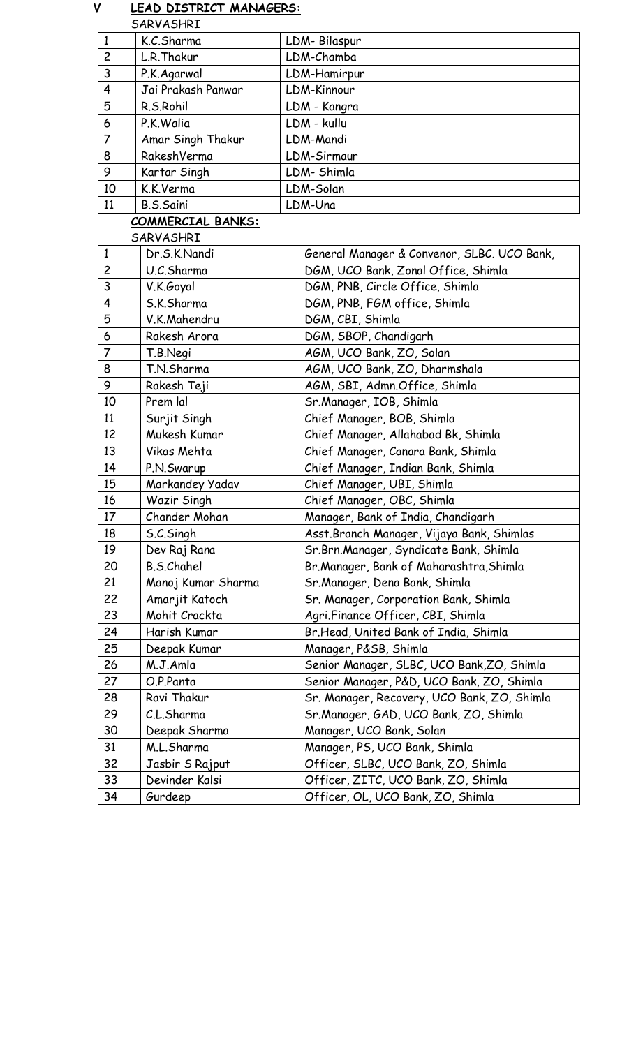## V LEAD DISTRICT MANAGERS:

SARVASHRI

| | | |
|---|---|---|
| 1 | K.C.Sharma | LDM- Bilaspur |
| 2 | L.R.Thakur | LDM-Chamba |
| 3 | P.K.Agarwal | LDM-Hamirpur |
| 4 | Jai Prakash Panwar | LDM-Kinnour |
| 5 | R.S.Rohil | LDM - Kangra |
| 6 | P.K.Walia | LDM - kullu |
| 7 | Amar Singh Thakur | LDM-Mandi |
| 8 | RakeshVerma | LDM-Sirmaur |
| 9 | Kartar Singh | LDM- Shimla |
| 10 | K.K.Verma | LDM-Solan |
| 11 | B.S.Saini | LDM-Una |

## COMMERCIAL BANKS:

SARVASHRI

| | | |
|---|---|---|
| 1 | Dr.S.K.Nandi | General Manager & Convenor, SLBC. UCO Bank, |
| 2 | U.C.Sharma | DGM, UCO Bank, Zonal Office, Shimla |
| 3 | V.K.Goyal | DGM, PNB, Circle Office, Shimla |
| 4 | S.K.Sharma | DGM, PNB, FGM office, Shimla |
| 5 | V.K.Mahendru | DGM, CBI, Shimla |
| 6 | Rakesh Arora | DGM, SBOP, Chandigarh |
| 7 | T.B.Negi | AGM, UCO Bank, ZO, Solan |
| 8 | T.N.Sharma | AGM, UCO Bank, ZO, Dharmshala |
| 9 | Rakesh Teji | AGM, SBI, Admn.Office, Shimla |
| 10 | Prem lal | Sr.Manager, IOB, Shimla |
| 11 | Surjit Singh | Chief Manager, BOB, Shimla |
| 12 | Mukesh Kumar | Chief Manager, Allahabad Bk, Shimla |
| 13 | Vikas Mehta | Chief Manager, Canara Bank, Shimla |
| 14 | P.N.Swarup | Chief Manager, Indian Bank, Shimla |
| 15 | Markandey Yadav | Chief Manager, UBI, Shimla |
| 16 | Wazir Singh | Chief Manager, OBC, Shimla |
| 17 | Chander Mohan | Manager, Bank of India, Chandigarh |
| 18 | S.C.Singh | Asst.Branch Manager, Vijaya Bank, Shimlas |
| 19 | Dev Raj Rana | Sr.Brn.Manager, Syndicate Bank, Shimla |
| 20 | B.S.Chahel | Br.Manager, Bank of Maharashtra,Shimla |
| 21 | Manoj Kumar Sharma | Sr.Manager, Dena Bank, Shimla |
| 22 | Amarjit Katoch | Sr. Manager, Corporation Bank, Shimla |
| 23 | Mohit Crackta | Agri.Finance Officer, CBI, Shimla |
| 24 | Harish Kumar | Br.Head, United Bank of India, Shimla |
| 25 | Deepak Kumar | Manager, P&SB, Shimla |
| 26 | M.J.Amla | Senior Manager, SLBC, UCO Bank,ZO, Shimla |
| 27 | O.P.Panta | Senior Manager, P&D, UCO Bank, ZO, Shimla |
| 28 | Ravi Thakur | Sr. Manager, Recovery, UCO Bank, ZO, Shimla |
| 29 | C.L.Sharma | Sr.Manager, GAD, UCO Bank, ZO, Shimla |
| 30 | Deepak Sharma | Manager, UCO Bank, Solan |
| 31 | M.L.Sharma | Manager, PS, UCO Bank, Shimla |
| 32 | Jasbir S Rajput | Officer, SLBC, UCO Bank, ZO, Shimla |
| 33 | Devinder Kalsi | Officer, ZITC, UCO Bank, ZO, Shimla |
| 34 | Gurdeep | Officer, OL, UCO Bank, ZO, Shimla |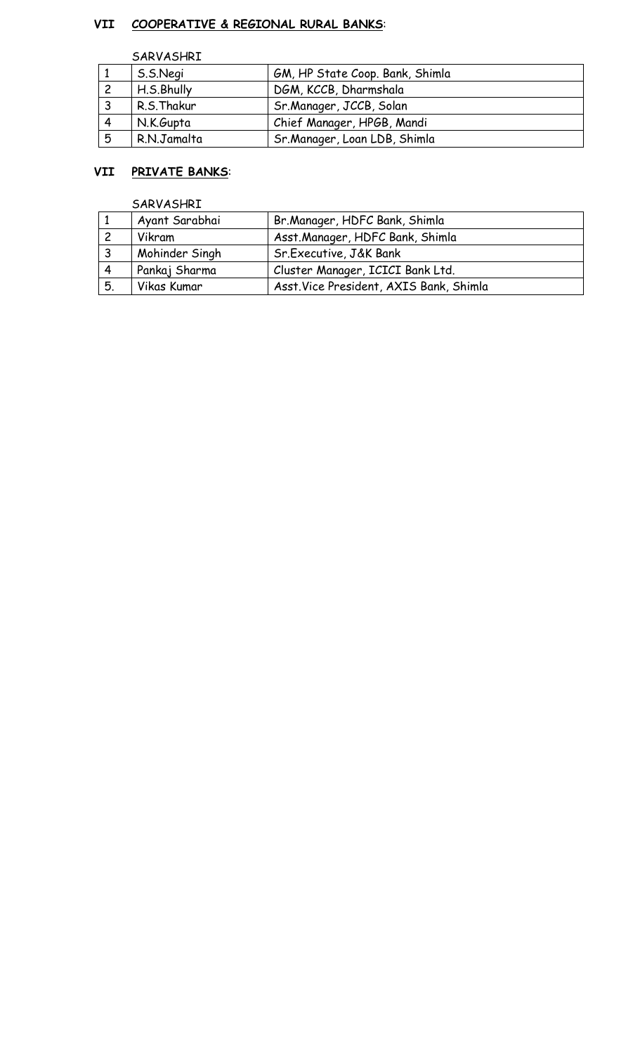## VII COOPERATIVE & REGIONAL RURAL BANKS:

SARVASHRI

| | | |
|---|---|---|
| 1 | S.S.Negi | GM, HP State Coop. Bank, Shimla |
| 2 | H.S.Bhully | DGM, KCCB, Dharmshala |
| 3 | R.S.Thakur | Sr.Manager, JCCB, Solan |
| 4 | N.K.Gupta | Chief Manager, HPGB, Mandi |
| 5 | R.N.Jamalta | Sr.Manager, Loan LDB, Shimla |

## VII PRIVATE BANKS:

SARVASHRI

| | | |
|---|---|---|
| 1 | Ayant Sarabhai | Br.Manager, HDFC Bank, Shimla |
| 2 | Vikram | Asst.Manager, HDFC Bank, Shimla |
| 3 | Mohinder Singh | Sr.Executive, J&K Bank |
| 4 | Pankaj Sharma | Cluster Manager, ICICI Bank Ltd. |
| 5. | Vikas Kumar | Asst.Vice President, AXIS Bank, Shimla |